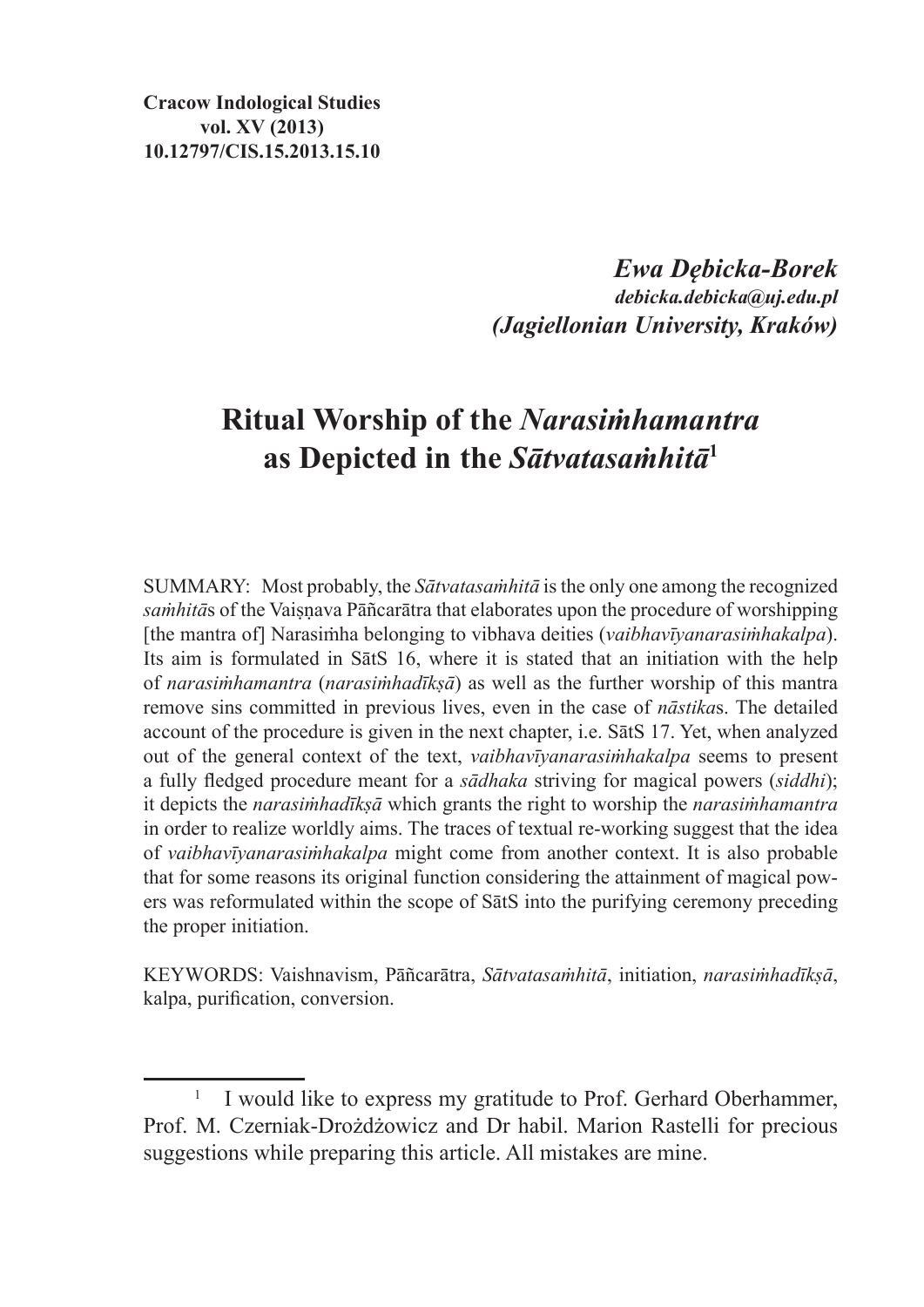**Cracow Indological Studies**
**vol. XV (2013)**
**10.12797/CIS.15.2013.15.10**

***Ewa Dębicka-Borek***
***debicka.debicka@uj.edu.pl***
***(Jagiellonian University, Kraków)***

# Ritual Worship of the *Narasiṁhamantra* as Depicted in the *Sātvatasaṁhitā*[1]

SUMMARY: Most probably, the *Sātvatasaṁhitā* is the only one among the recognized *saṁhitā*s of the Vaiṣṇava Pāñcarātra that elaborates upon the procedure of worshipping [the mantra of] Narasiṁha belonging to vibhava deities (*vaibhavīyanarasiṁhakalpa*). Its aim is formulated in SātS 16, where it is stated that an initiation with the help of *narasiṁhamantra* (*narasiṁhadīkṣā*) as well as the further worship of this mantra remove sins committed in previous lives, even in the case of *nāstika*s. The detailed account of the procedure is given in the next chapter, i.e. SātS 17. Yet, when analyzed out of the general context of the text, *vaibhavīyanarasiṁhakalpa* seems to present a fully fledged procedure meant for a *sādhaka* striving for magical powers (*siddhi*); it depicts the *narasiṁhadīkṣā* which grants the right to worship the *narasiṁhamantra* in order to realize worldly aims. The traces of textual re-working suggest that the idea of *vaibhavīyanarasiṁhakalpa* might come from another context. It is also probable that for some reasons its original function considering the attainment of magical powers was reformulated within the scope of SātS into the purifying ceremony preceding the proper initiation.

KEYWORDS: Vaishnavism, Pāñcarātra, *Sātvatasaṁhitā*, initiation, *narasiṁhadīkṣā*, kalpa, purification, conversion.

---

[1] I would like to express my gratitude to Prof. Gerhard Oberhammer, Prof. M. Czerniak-Drożdżowicz and Dr habil. Marion Rastelli for precious suggestions while preparing this article. All mistakes are mine.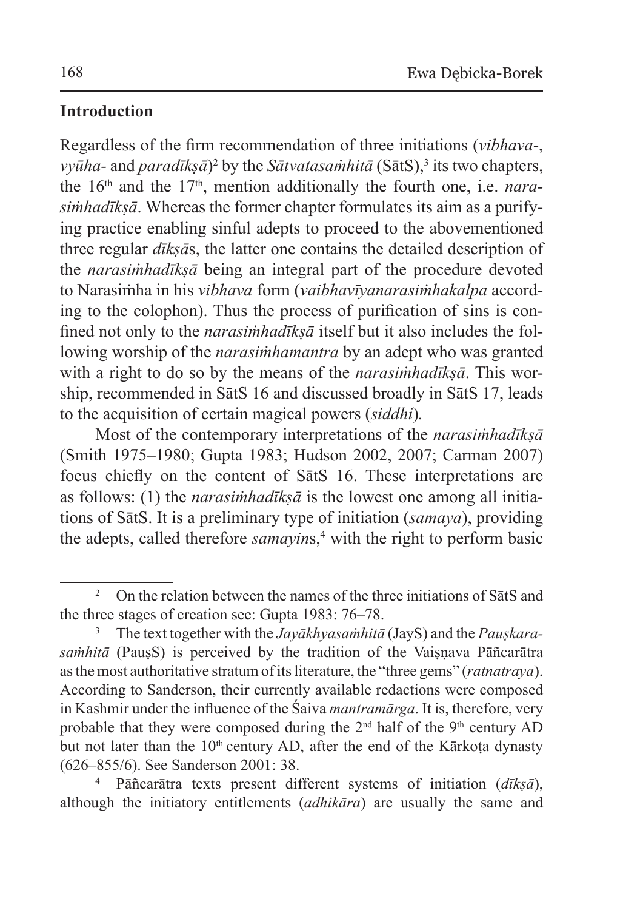## Introduction

Regardless of the firm recommendation of three initiations (*vibhava-*, *vyūha-* and *paradīkṣā*)[2] by the *Sātvatasaṁhitā* (SātS),[3] its two chapters, the 16th and the 17th, mention additionally the fourth one, i.e. *narasiṁhadīkṣā*. Whereas the former chapter formulates its aim as a purifying practice enabling sinful adepts to proceed to the abovementioned three regular *dīkṣā*s, the latter one contains the detailed description of the *narasiṁhadīkṣā* being an integral part of the procedure devoted to Narasiṁha in his *vibhava* form (*vaibhavīyanarasiṁhakalpa* according to the colophon). Thus the process of purification of sins is confined not only to the *narasiṁhadīkṣā* itself but it also includes the following worship of the *narasiṁhamantra* by an adept who was granted with a right to do so by the means of the *narasiṁhadīkṣā*. This worship, recommended in SātS 16 and discussed broadly in SātS 17, leads to the acquisition of certain magical powers (*siddhi*).

Most of the contemporary interpretations of the *narasiṁhadīkṣā* (Smith 1975–1980; Gupta 1983; Hudson 2002, 2007; Carman 2007) focus chiefly on the content of SātS 16. These interpretations are as follows: (1) the *narasiṁhadīkṣā* is the lowest one among all initiations of SātS. It is a preliminary type of initiation (*samaya*), providing the adepts, called therefore *samayin*s,[4] with the right to perform basic

---

[2] On the relation between the names of the three initiations of SātS and the three stages of creation see: Gupta 1983: 76–78.

[3] The text together with the *Jayākhyasaṁhitā* (JayS) and the *Pauṣkarasaṁhitā* (PauṣS) is perceived by the tradition of the Vaiṣṇava Pāñcarātra as the most authoritative stratum of its literature, the "three gems" (*ratnatraya*). According to Sanderson, their currently available redactions were composed in Kashmir under the influence of the Śaiva *mantramārga*. It is, therefore, very probable that they were composed during the 2nd half of the 9th century AD but not later than the 10th century AD, after the end of the Kārkoṭa dynasty (626–855/6). See Sanderson 2001: 38.

[4] Pāñcarātra texts present different systems of initiation (*dīkṣā*), although the initiatory entitlements (*adhikāra*) are usually the same and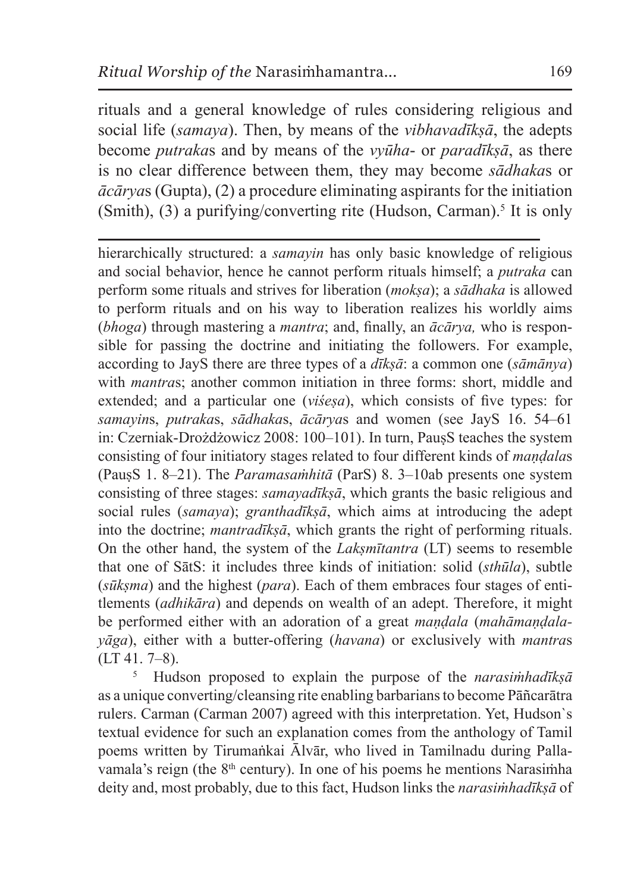rituals and a general knowledge of rules considering religious and social life (*samaya*). Then, by means of the *vibhavadīkṣā*, the adepts become *putraka*s and by means of the *vyūha*- or *paradīkṣā*, as there is no clear difference between them, they may become *sādhaka*s or *ācārya*s (Gupta), (2) a procedure eliminating aspirants for the initiation (Smith), (3) a purifying/converting rite (Hudson, Carman).[5] It is only

---

hierarchically structured: a *samayin* has only basic knowledge of religious and social behavior, hence he cannot perform rituals himself; a *putraka* can perform some rituals and strives for liberation (*mokṣa*); a *sādhaka* is allowed to perform rituals and on his way to liberation realizes his worldly aims (*bhoga*) through mastering a *mantra*; and, finally, an *ācārya,* who is responsible for passing the doctrine and initiating the followers. For example, according to JayS there are three types of a *dīkṣā*: a common one (*sāmānya*) with *mantra*s; another common initiation in three forms: short, middle and extended; and a particular one (*viśeṣa*), which consists of five types: for *samayin*s, *putraka*s, *sādhaka*s, *ācārya*s and women (see JayS 16. 54–61 in: Czerniak-Drożdżowicz 2008: 100–101). In turn, PauṣS teaches the system consisting of four initiatory stages related to four different kinds of *maṇḍala*s (PauṣS 1. 8–21). The *Paramasaṁhitā* (ParS) 8. 3–10ab presents one system consisting of three stages: *samayadīkṣā*, which grants the basic religious and social rules (*samaya*); *granthadīkṣā*, which aims at introducing the adept into the doctrine; *mantradīkṣā*, which grants the right of performing rituals. On the other hand, the system of the *Lakṣmītantra* (LT) seems to resemble that one of SātS: it includes three kinds of initiation: solid (*sthūla*), subtle (*sūkṣma*) and the highest (*para*). Each of them embraces four stages of entitlements (*adhikāra*) and depends on wealth of an adept. Therefore, it might be performed either with an adoration of a great *maṇḍala* (*mahāmaṇḍalayāga*), either with a butter-offering (*havana*) or exclusively with *mantra*s (LT 41. 7–8).

[5] Hudson proposed to explain the purpose of the *narasiṁhadīkṣā* as a unique converting/cleansing rite enabling barbarians to become Pāñcarātra rulers. Carman (Carman 2007) agreed with this interpretation. Yet, Hudson`s textual evidence for such an explanation comes from the anthology of Tamil poems written by Tirumaṅkai Ālvār, who lived in Tamilnadu during Pallavamala's reign (the 8th century). In one of his poems he mentions Narasiṁha deity and, most probably, due to this fact, Hudson links the *narasiṁhadīkṣā* of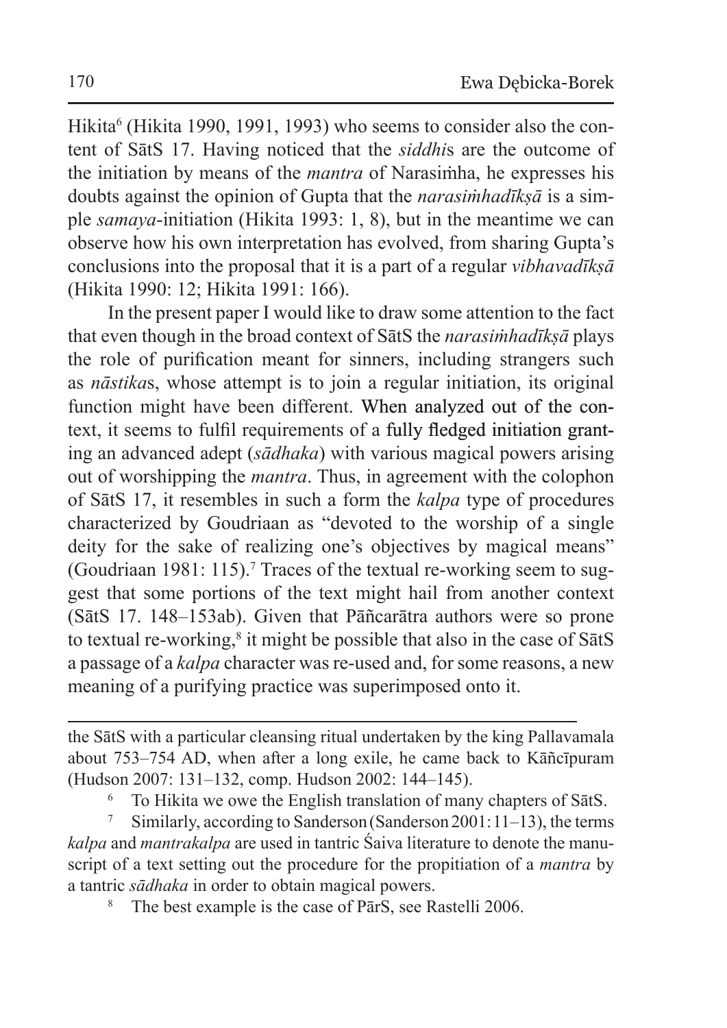Hikita[6] (Hikita 1990, 1991, 1993) who seems to consider also the content of SātS 17. Having noticed that the *siddhi*s are the outcome of the initiation by means of the *mantra* of Narasiṁha, he expresses his doubts against the opinion of Gupta that the *narasiṁhadīkṣā* is a simple *samaya*-initiation (Hikita 1993: 1, 8), but in the meantime we can observe how his own interpretation has evolved, from sharing Gupta's conclusions into the proposal that it is a part of a regular *vibhavadīkṣā* (Hikita 1990: 12; Hikita 1991: 166).

In the present paper I would like to draw some attention to the fact that even though in the broad context of SātS the *narasiṁhadīkṣā* plays the role of purification meant for sinners, including strangers such as *nāstika*s, whose attempt is to join a regular initiation, its original function might have been different. When analyzed out of the context, it seems to fulfil requirements of a fully fledged initiation granting an advanced adept (*sādhaka*) with various magical powers arising out of worshipping the *mantra*. Thus, in agreement with the colophon of SātS 17, it resembles in such a form the *kalpa* type of procedures characterized by Goudriaan as "devoted to the worship of a single deity for the sake of realizing one's objectives by magical means" (Goudriaan 1981: 115).[7] Traces of the textual re-working seem to suggest that some portions of the text might hail from another context (SātS 17. 148–153ab). Given that Pāñcarātra authors were so prone to textual re-working,[8] it might be possible that also in the case of SātS a passage of a *kalpa* character was re-used and, for some reasons, a new meaning of a purifying practice was superimposed onto it.

---

the SātS with a particular cleansing ritual undertaken by the king Pallavamala about 753–754 AD, when after a long exile, he came back to Kāñcīpuram (Hudson 2007: 131–132, comp. Hudson 2002: 144–145).

[6] To Hikita we owe the English translation of many chapters of SātS.

[7] Similarly, according to Sanderson (Sanderson 2001: 11–13), the terms *kalpa* and *mantrakalpa* are used in tantric Śaiva literature to denote the manuscript of a text setting out the procedure for the propitiation of a *mantra* by a tantric *sādhaka* in order to obtain magical powers.

[8] The best example is the case of PārS, see Rastelli 2006.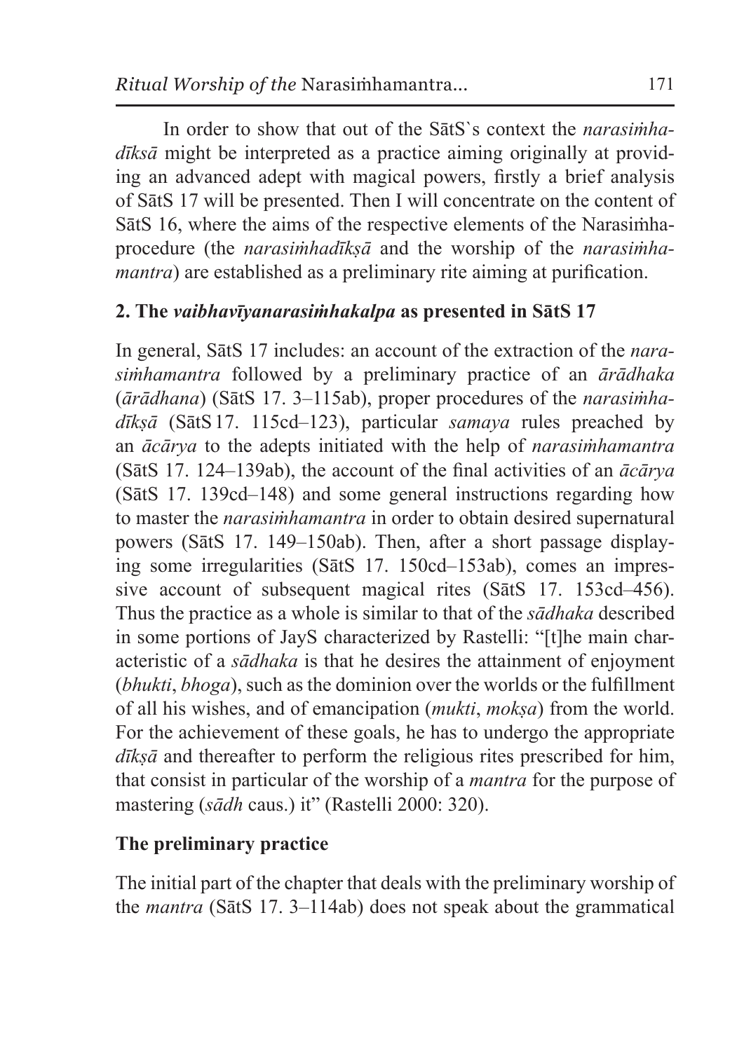In order to show that out of the SātS`s context the *narasiṁha-dīksā* might be interpreted as a practice aiming originally at providing an advanced adept with magical powers, firstly a brief analysis of SātS 17 will be presented. Then I will concentrate on the content of SātS 16, where the aims of the respective elements of the Narasiṁha-procedure (the *narasiṁhadīkṣā* and the worship of the *narasiṁha-mantra*) are established as a preliminary rite aiming at purification.

## 2. The *vaibhavīyanarasiṁhakalpa* as presented in SātS 17

In general, SātS 17 includes: an account of the extraction of the *narasiṁhamantra* followed by a preliminary practice of an *ārādhaka* (*ārādhana*) (SātS 17. 3–115ab), proper procedures of the *narasiṁha-dīkṣā* (SātS 17. 115cd–123), particular *samaya* rules preached by an *ācārya* to the adepts initiated with the help of *narasiṁhamantra* (SātS 17. 124–139ab), the account of the final activities of an *ācārya* (SātS 17. 139cd–148) and some general instructions regarding how to master the *narasiṁhamantra* in order to obtain desired supernatural powers (SātS 17. 149–150ab). Then, after a short passage displaying some irregularities (SātS 17. 150cd–153ab), comes an impressive account of subsequent magical rites (SātS 17. 153cd–456). Thus the practice as a whole is similar to that of the *sādhaka* described in some portions of JayS characterized by Rastelli: "[t]he main characteristic of a *sādhaka* is that he desires the attainment of enjoyment (*bhukti*, *bhoga*), such as the dominion over the worlds or the fulfillment of all his wishes, and of emancipation (*mukti*, *mokṣa*) from the world. For the achievement of these goals, he has to undergo the appropriate *dīkṣā* and thereafter to perform the religious rites prescribed for him, that consist in particular of the worship of a *mantra* for the purpose of mastering (*sādh* caus.) it" (Rastelli 2000: 320).

### The preliminary practice

The initial part of the chapter that deals with the preliminary worship of the *mantra* (SātS 17. 3–114ab) does not speak about the grammatical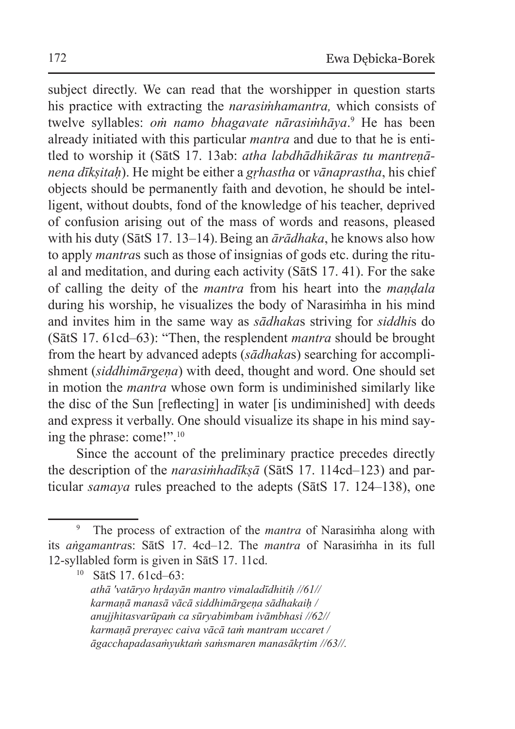subject directly. We can read that the worshipper in question starts his practice with extracting the *narasiṁhamantra,* which consists of twelve syllables: *oṁ namo bhagavate nārasiṁhāya*.[9] He has been already initiated with this particular *mantra* and due to that he is entitled to worship it (SātS 17. 13ab: *atha labdhādhikāras tu mantreṇānena dīkṣitaḥ*). He might be either a *gṛhastha* or *vānaprastha*, his chief objects should be permanently faith and devotion, he should be intelligent, without doubts, fond of the knowledge of his teacher, deprived of confusion arising out of the mass of words and reasons, pleased with his duty (SātS 17. 13–14). Being an *ārādhaka*, he knows also how to apply *mantra*s such as those of insignias of gods etc. during the ritual and meditation, and during each activity (SātS 17. 41). For the sake of calling the deity of the *mantra* from his heart into the *maṇḍala* during his worship, he visualizes the body of Narasiṁha in his mind and invites him in the same way as *sādhaka*s striving for *siddhi*s do (SātS 17. 61cd–63): "Then, the resplendent *mantra* should be brought from the heart by advanced adepts (*sādhaka*s) searching for accomplishment (*siddhimārgeṇa*) with deed, thought and word. One should set in motion the *mantra* whose own form is undiminished similarly like the disc of the Sun [reflecting] in water [is undiminished] with deeds and express it verbally. One should visualize its shape in his mind saying the phrase: come!".[10]

Since the account of the preliminary practice precedes directly the description of the *narasiṁhadīkṣā* (SātS 17. 114cd–123) and particular *samaya* rules preached to the adepts (SātS 17. 124–138), one

---

[9] The process of extraction of the *mantra* of Narasiṁha along with its *aṅgamantra*s: SātS 17. 4cd–12. The *mantra* of Narasiṁha in its full 12-syllabled form is given in SātS 17. 11cd.

[10] SātS 17. 61cd–63:
*athā 'vatāryo hṛdayān mantro vimaladīdhitiḥ //61//*
*karmaṇā manasā vācā siddhimārgeṇa sādhakaiḥ /*
*anujjhitasvarūpaṁ ca sūryabimbam ivāmbhasi //62//*
*karmaṇā prerayec caiva vācā taṁ mantram uccaret /*
*āgacchapadasaṁyuktaṁ saṁsmaren manasākṛtim //63//.*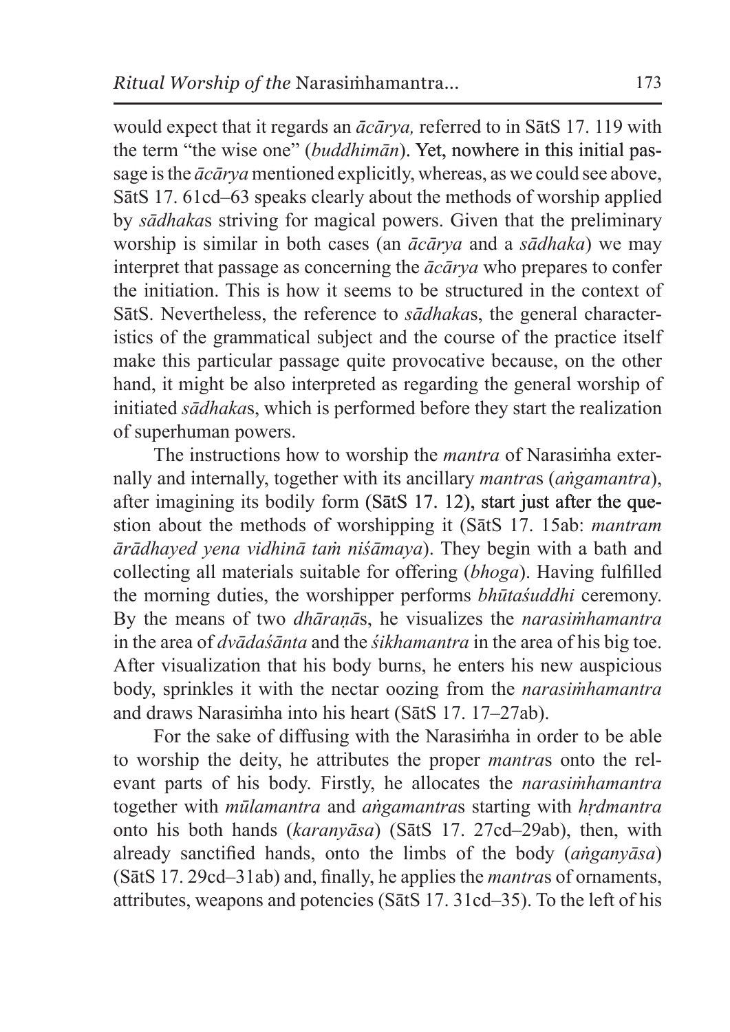would expect that it regards an *ācārya,* referred to in SātS 17. 119 with the term "the wise one" (*buddhimān*). Yet, nowhere in this initial passage is the *ācārya* mentioned explicitly, whereas, as we could see above, SātS 17. 61cd–63 speaks clearly about the methods of worship applied by *sādhaka*s striving for magical powers. Given that the preliminary worship is similar in both cases (an *ācārya* and a *sādhaka*) we may interpret that passage as concerning the *ācārya* who prepares to confer the initiation. This is how it seems to be structured in the context of SātS. Nevertheless, the reference to *sādhaka*s, the general characteristics of the grammatical subject and the course of the practice itself make this particular passage quite provocative because, on the other hand, it might be also interpreted as regarding the general worship of initiated *sādhaka*s, which is performed before they start the realization of superhuman powers.

The instructions how to worship the *mantra* of Narasiṁha externally and internally, together with its ancillary *mantra*s (*aṅgamantra*), after imagining its bodily form (SātS 17. 12), start just after the question about the methods of worshipping it (SātS 17. 15ab: *mantram ārādhayed yena vidhinā taṁ niśāmaya*). They begin with a bath and collecting all materials suitable for offering (*bhoga*). Having fulfilled the morning duties, the worshipper performs *bhūtaśuddhi* ceremony. By the means of two *dhāraṇā*s, he visualizes the *narasiṁhamantra* in the area of *dvādaśānta* and the *śikhamantra* in the area of his big toe. After visualization that his body burns, he enters his new auspicious body, sprinkles it with the nectar oozing from the *narasiṁhamantra* and draws Narasiṁha into his heart (SātS 17. 17–27ab).

For the sake of diffusing with the Narasiṁha in order to be able to worship the deity, he attributes the proper *mantra*s onto the relevant parts of his body. Firstly, he allocates the *narasiṁhamantra* together with *mūlamantra* and *aṅgamantra*s starting with *hṛdmantra* onto his both hands (*karanyāsa*) (SātS 17. 27cd–29ab), then, with already sanctified hands, onto the limbs of the body (*aṅganyāsa*) (SātS 17. 29cd–31ab) and, finally, he applies the *mantra*s of ornaments, attributes, weapons and potencies (SātS 17. 31cd–35). To the left of his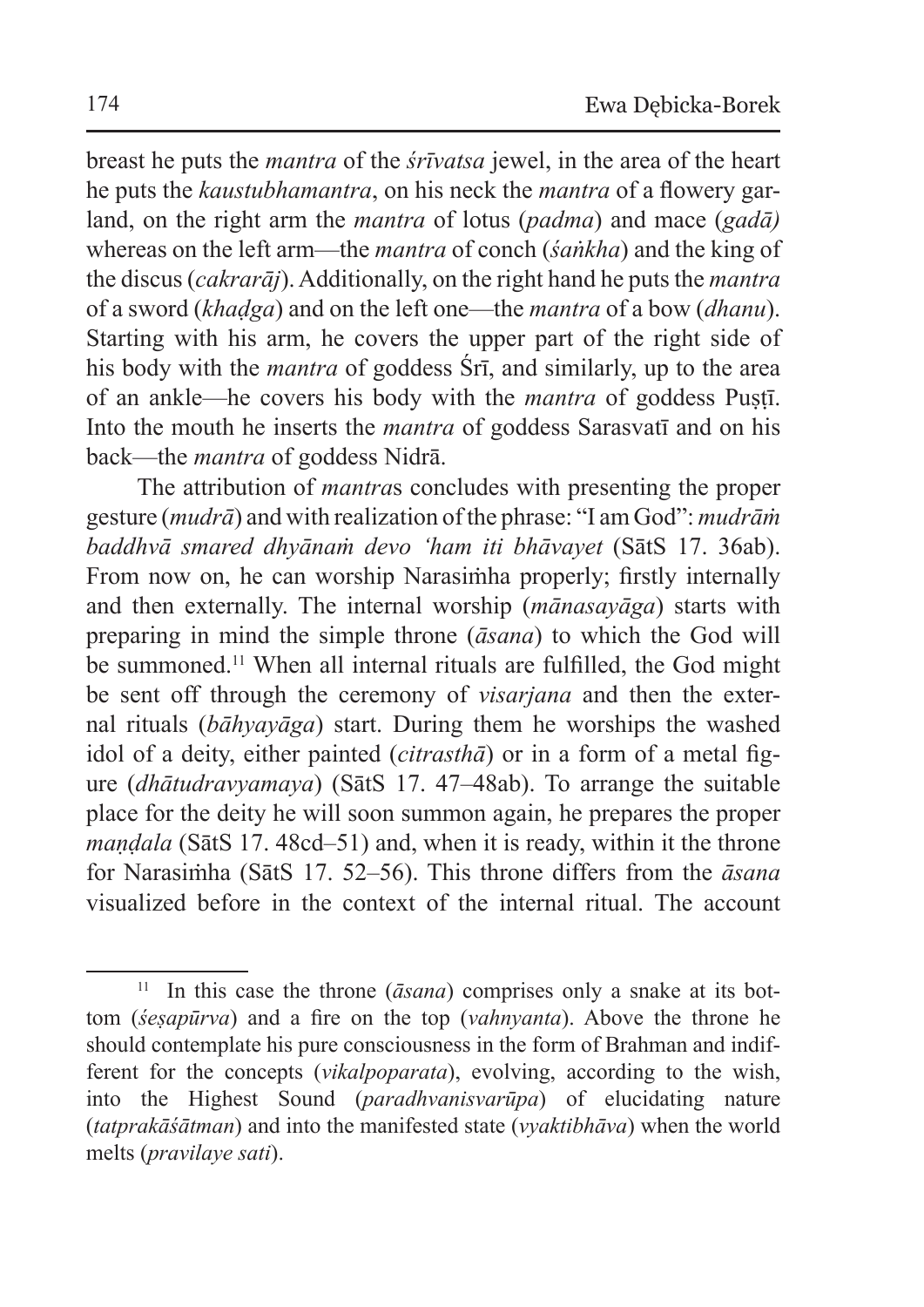breast he puts the *mantra* of the *śrīvatsa* jewel, in the area of the heart he puts the *kaustubhamantra*, on his neck the *mantra* of a flowery garland, on the right arm the *mantra* of lotus (*padma*) and mace (*gadā)* whereas on the left arm—the *mantra* of conch (*śaṅkha*) and the king of the discus (*cakrarāj*). Additionally, on the right hand he puts the *mantra* of a sword (*khaḍga*) and on the left one—the *mantra* of a bow (*dhanu*). Starting with his arm, he covers the upper part of the right side of his body with the *mantra* of goddess Śrī, and similarly, up to the area of an ankle—he covers his body with the *mantra* of goddess Puṣṭī. Into the mouth he inserts the *mantra* of goddess Sarasvatī and on his back—the *mantra* of goddess Nidrā.

The attribution of *mantra*s concludes with presenting the proper gesture (*mudrā*) and with realization of the phrase: "I am God": *mudrāṁ baddhvā smared dhyānaṁ devo 'ham iti bhāvayet* (SātS 17. 36ab). From now on, he can worship Narasiṁha properly; firstly internally and then externally. The internal worship (*mānasayāga*) starts with preparing in mind the simple throne (*āsana*) to which the God will be summoned.[11] When all internal rituals are fulfilled, the God might be sent off through the ceremony of *visarjana* and then the external rituals (*bāhyayāga*) start. During them he worships the washed idol of a deity, either painted (*citrasthā*) or in a form of a metal figure (*dhātudravyamaya*) (SātS 17. 47–48ab). To arrange the suitable place for the deity he will soon summon again, he prepares the proper *maṇḍala* (SātS 17. 48cd–51) and, when it is ready, within it the throne for Narasiṁha (SātS 17. 52–56). This throne differs from the *āsana* visualized before in the context of the internal ritual. The account

[11] In this case the throne (*āsana*) comprises only a snake at its bottom (*śeṣapūrva*) and a fire on the top (*vahnyanta*). Above the throne he should contemplate his pure consciousness in the form of Brahman and indifferent for the concepts (*vikalpoparata*), evolving, according to the wish, into the Highest Sound (*paradhvanisvarūpa*) of elucidating nature (*tatprakāśātman*) and into the manifested state (*vyaktibhāva*) when the world melts (*pravilaye sati*).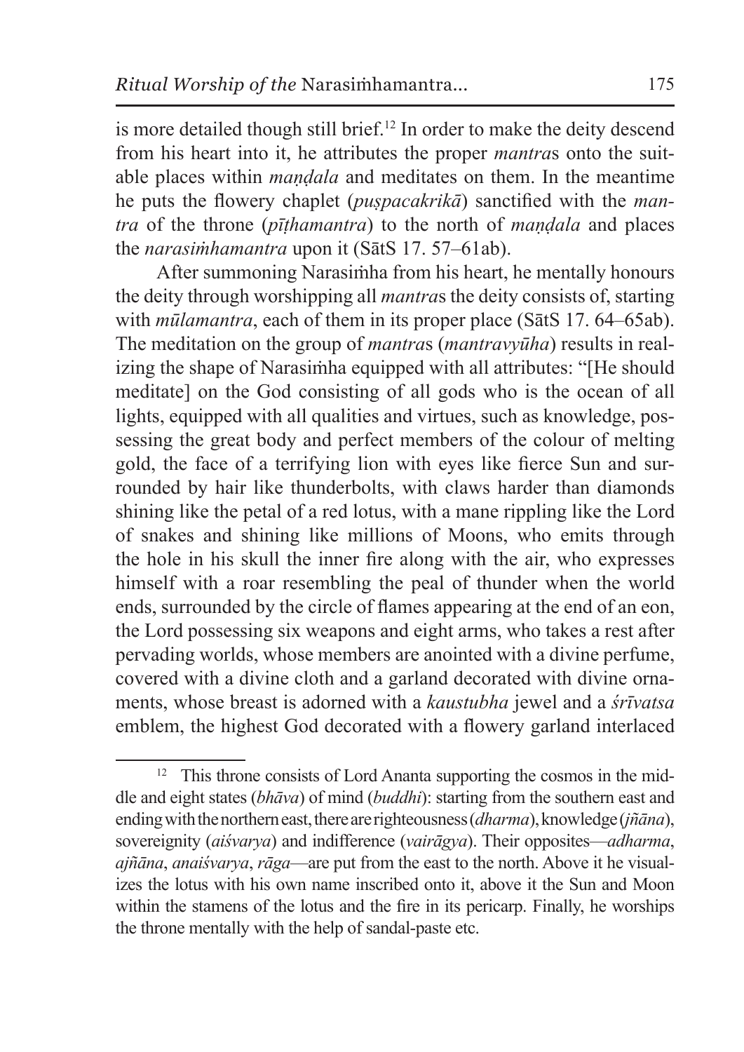is more detailed though still brief.[12] In order to make the deity descend from his heart into it, he attributes the proper *mantra*s onto the suitable places within *maṇḍala* and meditates on them. In the meantime he puts the flowery chaplet (*puṣpacakrikā*) sanctified with the *mantra* of the throne (*pīṭhamantra*) to the north of *maṇḍala* and places the *narasiṁhamantra* upon it (SātS 17. 57–61ab).

After summoning Narasiṁha from his heart, he mentally honours the deity through worshipping all *mantra*s the deity consists of, starting with *mūlamantra*, each of them in its proper place (SātS 17. 64–65ab). The meditation on the group of *mantra*s (*mantravyūha*) results in realizing the shape of Narasiṁha equipped with all attributes: "[He should meditate] on the God consisting of all gods who is the ocean of all lights, equipped with all qualities and virtues, such as knowledge, possessing the great body and perfect members of the colour of melting gold, the face of a terrifying lion with eyes like fierce Sun and surrounded by hair like thunderbolts, with claws harder than diamonds shining like the petal of a red lotus, with a mane rippling like the Lord of snakes and shining like millions of Moons, who emits through the hole in his skull the inner fire along with the air, who expresses himself with a roar resembling the peal of thunder when the world ends, surrounded by the circle of flames appearing at the end of an eon, the Lord possessing six weapons and eight arms, who takes a rest after pervading worlds, whose members are anointed with a divine perfume, covered with a divine cloth and a garland decorated with divine ornaments, whose breast is adorned with a *kaustubha* jewel and a *śrīvatsa* emblem, the highest God decorated with a flowery garland interlaced

[12] This throne consists of Lord Ananta supporting the cosmos in the middle and eight states (*bhāva*) of mind (*buddhi*): starting from the southern east and ending with the northern east, there are righteousness (*dharma*), knowledge (*jñāna*), sovereignty (*aiśvarya*) and indifference (*vairāgya*). Their opposites—*adharma*, *ajñāna*, *anaiśvarya*, *rāga*—are put from the east to the north. Above it he visualizes the lotus with his own name inscribed onto it, above it the Sun and Moon within the stamens of the lotus and the fire in its pericarp. Finally, he worships the throne mentally with the help of sandal-paste etc.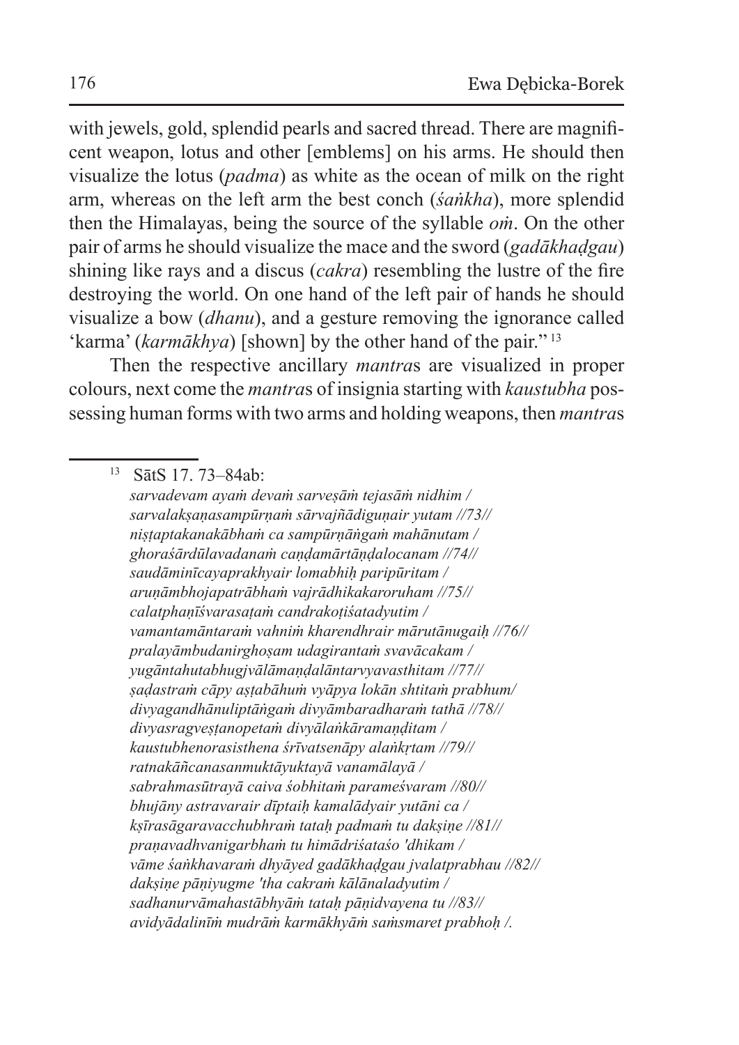with jewels, gold, splendid pearls and sacred thread. There are magnificent weapon, lotus and other [emblems] on his arms. He should then visualize the lotus (*padma*) as white as the ocean of milk on the right arm, whereas on the left arm the best conch (*śaṅkha*), more splendid then the Himalayas, being the source of the syllable *oṁ*. On the other pair of arms he should visualize the mace and the sword (*gadākhaḍgau*) shining like rays and a discus (*cakra*) resembling the lustre of the fire destroying the world. On one hand of the left pair of hands he should visualize a bow (*dhanu*), and a gesture removing the ignorance called 'karma' (*karmākhya*) [shown] by the other hand of the pair." [13]

Then the respective ancillary *mantra*s are visualized in proper colours, next come the *mantra*s of insignia starting with *kaustubha* possessing human forms with two arms and holding weapons, then *mantra*s

---

[13] SātS 17. 73–84ab:
*sarvadevam ayaṁ devaṁ sarveṣāṁ tejasāṁ nidhim /*
*sarvalakṣaṇasampūrṇaṁ sārvajñādiguṇair yutam //73//*
*niṣṭaptakanakābhaṁ ca sampūrṇāṅgaṁ mahānutam /*
*ghoraśārdūlavadanaṁ caṇḍamārtāṇḍalocanam //74//*
*saudāminīcayaprakhyair lomabhiḥ paripūritam /*
*aruṇāmbhojapatrābhaṁ vajrādhikakaroruham //75//*
*calatphaṇīśvarasaṭaṁ candrakoṭiśatadyutim /*
*vamantamāntaraṁ vahniṁ kharendhrair mārutānugaiḥ //76//*
*pralayāmbudanirghoṣam udagirantaṁ svavācakam /*
*yugāntahutabhugjvālāmaṇḍalāntarvyavasthitam //77//*
*ṣaḍastraṁ cāpy aṣṭabāhuṁ vyāpya lokān shtitaṁ prabhum/*
*divyagandhānuliptāṅgaṁ divyāmbaradharaṁ tathā //78//*
*divyasragveṣṭanopetaṁ divyālaṅkāramaṇḍitam /*
*kaustubhenorasisthena śrīvatsenāpy alaṅkṛtam //79//*
*ratnakāñcanasanmuktāyuktayā vanamālayā /*
*sabrahmasūtrayā caiva śobhitaṁ parameśvaram //80//*
*bhujāny astravarair dīptaiḥ kamalādyair yutāni ca /*
*kṣīrasāgaravacchubhraṁ tataḥ padmaṁ tu dakṣiṇe //81//*
*praṇavadhvanigarbhaṁ tu himādriśataśo 'dhikam /*
*vāme śaṅkhavaraṁ dhyāyed gadākhaḍgau jvalatprabhau //82//*
*dakṣiṇe pāṇiyugme 'tha cakraṁ kālānaladyutim /*
*sadhanurvāmahastābhyāṁ tataḥ pāṇidvayena tu //83//*
*avidyādalinīṁ mudrāṁ karmākhyāṁ saṁsmaret prabhoḥ /.*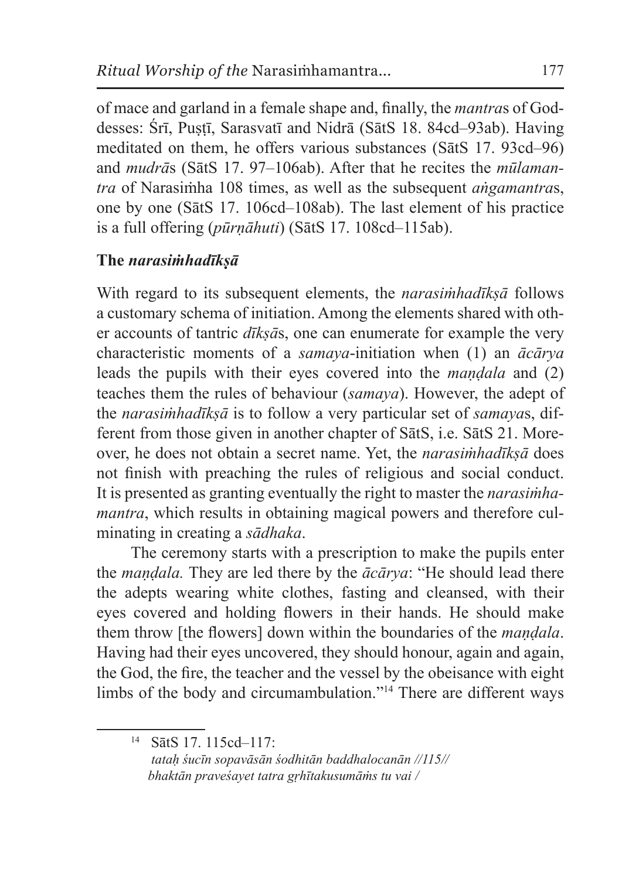of mace and garland in a female shape and, finally, the *mantra*s of Goddesses: Śrī, Puṣṭī, Sarasvatī and Nidrā (SātS 18. 84cd–93ab). Having meditated on them, he offers various substances (SātS 17. 93cd–96) and *mudrā*s (SātS 17. 97–106ab). After that he recites the *mūlamantra* of Narasiṁha 108 times, as well as the subsequent *aṅgamantra*s, one by one (SātS 17. 106cd–108ab). The last element of his practice is a full offering (*pūrṇāhuti*) (SātS 17. 108cd–115ab).

## The *narasiṁhadīkṣā*

With regard to its subsequent elements, the *narasiṁhadīkṣā* follows a customary schema of initiation. Among the elements shared with other accounts of tantric *dīkṣā*s, one can enumerate for example the very characteristic moments of a *samaya*-initiation when (1) an *ācārya* leads the pupils with their eyes covered into the *maṇḍala* and (2) teaches them the rules of behaviour (*samaya*). However, the adept of the *narasiṁhadīkṣā* is to follow a very particular set of *samaya*s, different from those given in another chapter of SātS, i.e. SātS 21. Moreover, he does not obtain a secret name. Yet, the *narasiṁhadīkṣā* does not finish with preaching the rules of religious and social conduct. It is presented as granting eventually the right to master the *narasiṁhamantra*, which results in obtaining magical powers and therefore culminating in creating a *sādhaka*.

The ceremony starts with a prescription to make the pupils enter the *maṇḍala.* They are led there by the *ācārya*: "He should lead there the adepts wearing white clothes, fasting and cleansed, with their eyes covered and holding flowers in their hands. He should make them throw [the flowers] down within the boundaries of the *maṇḍala*. Having had their eyes uncovered, they should honour, again and again, the God, the fire, the teacher and the vessel by the obeisance with eight limbs of the body and circumambulation."[14] There are different ways

---

[14] SātS 17. 115cd–117:
*tataḥ śucīn sopavāsān śodhitān baddhalocanān //115//*
*bhaktān praveśayet tatra gṛhītakusumāṁs tu vai /*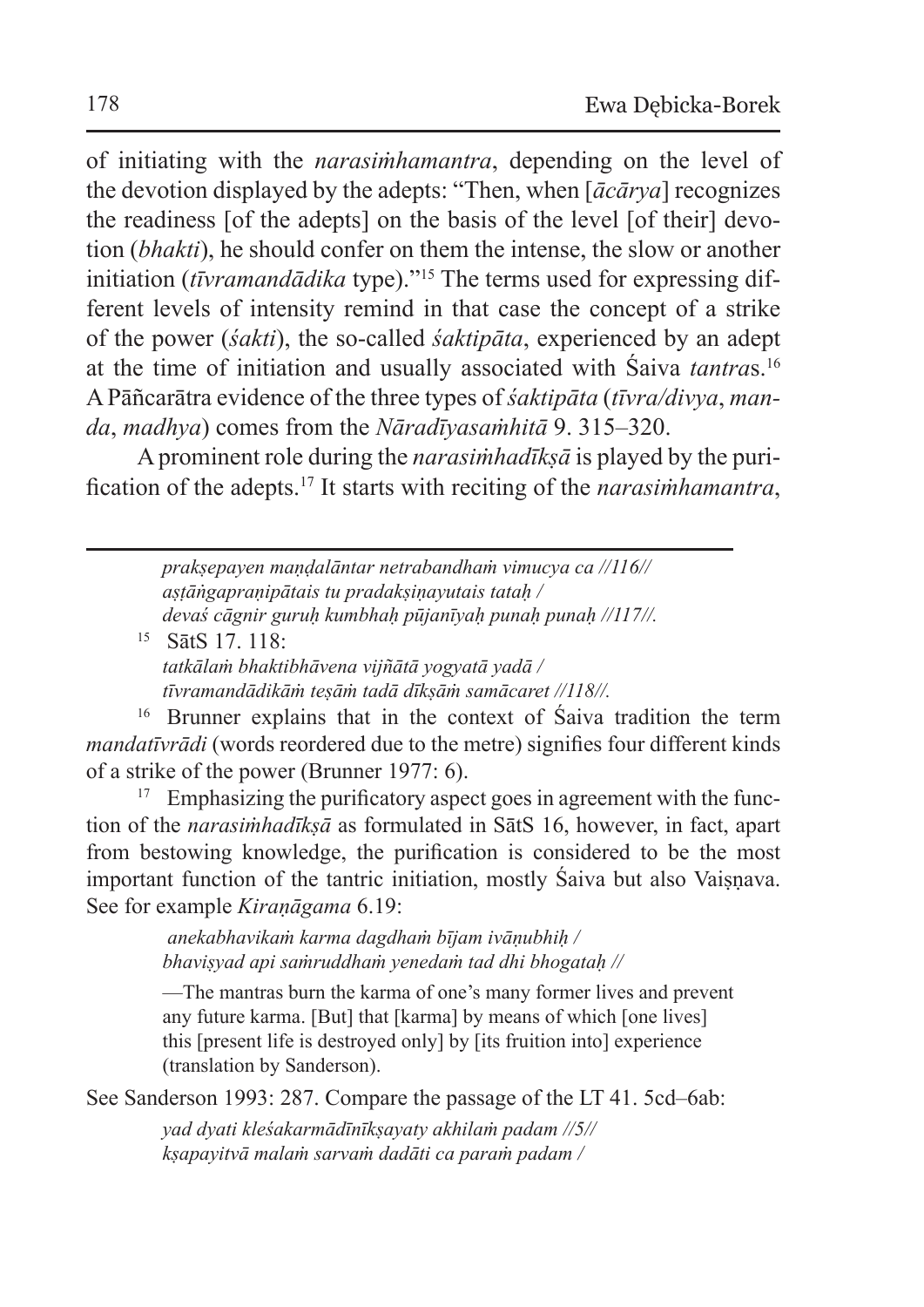of initiating with the *narasiṁhamantra*, depending on the level of the devotion displayed by the adepts: "Then, when [*ācārya*] recognizes the readiness [of the adepts] on the basis of the level [of their] devotion (*bhakti*), he should confer on them the intense, the slow or another initiation (*tīvramandādika* type)."[15] The terms used for expressing different levels of intensity remind in that case the concept of a strike of the power (*śakti*), the so-called *śaktipāta*, experienced by an adept at the time of initiation and usually associated with Śaiva *tantra*s.[16] A Pāñcarātra evidence of the three types of *śaktipāta* (*tīvra/divya*, *manda*, *madhya*) comes from the *Nāradīyasaṁhitā* 9. 315–320.

A prominent role during the *narasiṁhadīkṣā* is played by the purification of the adepts.[17] It starts with reciting of the *narasiṁhamantra*,

---

*prakṣepayen maṇḍalāntar netrabandhaṁ vimucya ca //116//*
*aṣṭāṅgapraṇipātais tu pradakṣiṇayutais tataḥ /*
*devaś cāgnir guruḥ kumbhaḥ pūjanīyaḥ punaḥ punaḥ //117//.*

[15] SātS 17. 118:
*tatkālaṁ bhaktibhāvena vijñātā yogyatā yadā /*
*tīvramandādikāṁ teṣāṁ tadā dīkṣāṁ samācaret //118//.*

[16] Brunner explains that in the context of Śaiva tradition the term *mandatīvrādi* (words reordered due to the metre) signifies four different kinds of a strike of the power (Brunner 1977: 6).

[17] Emphasizing the purificatory aspect goes in agreement with the function of the *narasiṁhadīkṣā* as formulated in SātS 16, however, in fact, apart from bestowing knowledge, the purification is considered to be the most important function of the tantric initiation, mostly Śaiva but also Vaiṣṇava. See for example *Kiraṇāgama* 6.19:

> *anekabhavikaṁ karma dagdhaṁ bījam ivāṇubhiḥ /*
> *bhaviṣyad api saṁruddhaṁ yenedaṁ tad dhi bhogataḥ //*
>
> —The mantras burn the karma of one's many former lives and prevent any future karma. [But] that [karma] by means of which [one lives] this [present life is destroyed only] by [its fruition into] experience (translation by Sanderson).

See Sanderson 1993: 287. Compare the passage of the LT 41. 5cd–6ab:

> *yad dyati kleśakarmādīnīkṣayaty akhilaṁ padam //5//*
> *kṣapayitvā malaṁ sarvaṁ dadāti ca paraṁ padam /*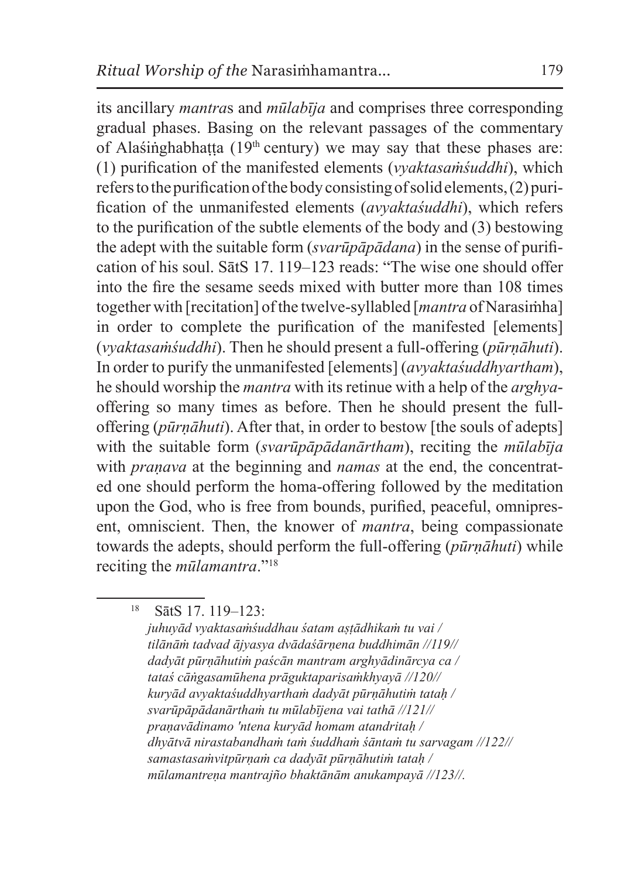its ancillary *mantra*s and *mūlabīja* and comprises three corresponding gradual phases. Basing on the relevant passages of the commentary of Alaśiṅghabhaṭṭa (19th century) we may say that these phases are: (1) purification of the manifested elements (*vyaktasaṁśuddhi*), which refers to the purification of the body consisting of solid elements, (2) purification of the unmanifested elements (*avyaktaśuddhi*), which refers to the purification of the subtle elements of the body and (3) bestowing the adept with the suitable form (*svarūpāpādana*) in the sense of purification of his soul. SātS 17. 119–123 reads: "The wise one should offer into the fire the sesame seeds mixed with butter more than 108 times together with [recitation] of the twelve-syllabled [*mantra* of Narasiṁha] in order to complete the purification of the manifested [elements] (*vyaktasaṁśuddhi*). Then he should present a full-offering (*pūrṇāhuti*). In order to purify the unmanifested [elements] (*avyaktaśuddhyartham*), he should worship the *mantra* with its retinue with a help of the *arghya*-offering so many times as before. Then he should present the full-offering (*pūrṇāhuti*). After that, in order to bestow [the souls of adepts] with the suitable form (*svarūpāpādanārtham*), reciting the *mūlabīja* with *praṇava* at the beginning and *namas* at the end, the concentrated one should perform the homa-offering followed by the meditation upon the God, who is free from bounds, purified, peaceful, omnipresent, omniscient. Then, the knower of *mantra*, being compassionate towards the adepts, should perform the full-offering (*pūrṇāhuti*) while reciting the *mūlamantra*."[18]

---

[18] SātS 17. 119–123:
*juhuyād vyaktasaṁśuddhau śatam aṣṭādhikaṁ tu vai /*
*tilānāṁ tadvad ājyasya dvādaśārṇena buddhimān //119//*
*dadyāt pūrṇāhutiṁ paścān mantram arghyādinārcya ca /*
*tataś cāṅgasamūhena prāguktaparisaṁkhyayā //120//*
*kuryād avyaktaśuddhyarthaṁ dadyāt pūrṇāhutiṁ tataḥ /*
*svarūpāpādanārthaṁ tu mūlabījena vai tathā //121//*
*praṇavādinamo 'ntena kuryād homam atandritaḥ /*
*dhyātvā nirastabandhaṁ taṁ śuddhaṁ śāntaṁ tu sarvagam //122//*
*samastasaṁvitpūrṇaṁ ca dadyāt pūrṇāhutiṁ tataḥ /*
*mūlamantreṇa mantrajño bhaktānām anukampayā //123//.*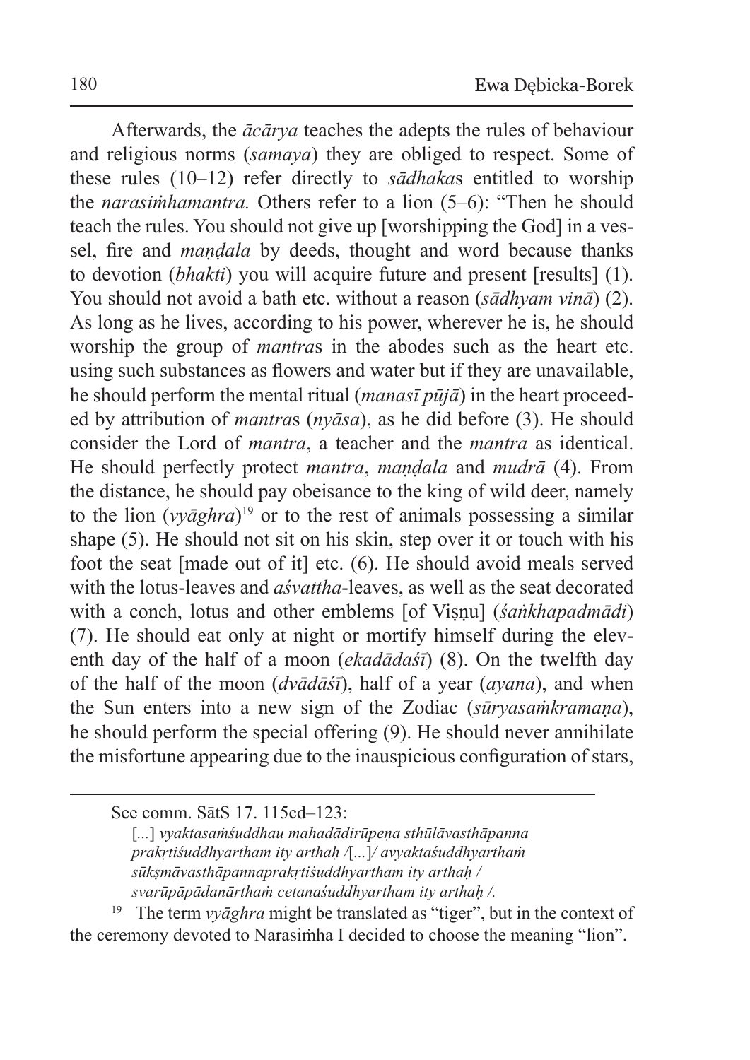Afterwards, the *ācārya* teaches the adepts the rules of behaviour and religious norms (*samaya*) they are obliged to respect. Some of these rules (10–12) refer directly to *sādhaka*s entitled to worship the *narasiṁhamantra.* Others refer to a lion (5–6): "Then he should teach the rules. You should not give up [worshipping the God] in a vessel, fire and *maṇḍala* by deeds, thought and word because thanks to devotion (*bhakti*) you will acquire future and present [results] (1). You should not avoid a bath etc. without a reason (*sādhyam vinā*) (2). As long as he lives, according to his power, wherever he is, he should worship the group of *mantra*s in the abodes such as the heart etc. using such substances as flowers and water but if they are unavailable, he should perform the mental ritual (*manasī pūjā*) in the heart proceeded by attribution of *mantra*s (*nyāsa*), as he did before (3). He should consider the Lord of *mantra*, a teacher and the *mantra* as identical. He should perfectly protect *mantra*, *maṇḍala* and *mudrā* (4). From the distance, he should pay obeisance to the king of wild deer, namely to the lion (*vyāghra*)[19] or to the rest of animals possessing a similar shape (5). He should not sit on his skin, step over it or touch with his foot the seat [made out of it] etc. (6). He should avoid meals served with the lotus-leaves and *aśvattha*-leaves, as well as the seat decorated with a conch, lotus and other emblems [of Viṣṇu] (*śaṅkhapadmādi*) (7). He should eat only at night or mortify himself during the eleventh day of the half of a moon (*ekadādaśī*) (8). On the twelfth day of the half of the moon (*dvādāśī*), half of a year (*ayana*), and when the Sun enters into a new sign of the Zodiac (*sūryasaṁkramaṇa*), he should perform the special offering (9). He should never annihilate the misfortune appearing due to the inauspicious configuration of stars,

---

See comm. SātS 17. 115cd–123:

> [...] *vyaktasaṁśuddhau mahadādirūpeṇa sthūlāvasthāpanna prakṛtiśuddhyartham ity arthaḥ /*[...]*/ avyaktaśuddhyarthaṁ sūkṣmāvasthāpannaprakṛtiśuddhyartham ity arthaḥ / svarūpāpādanārthaṁ cetanaśuddhyartham ity arthaḥ /.*

[19] The term *vyāghra* might be translated as "tiger", but in the context of the ceremony devoted to Narasiṁha I decided to choose the meaning "lion".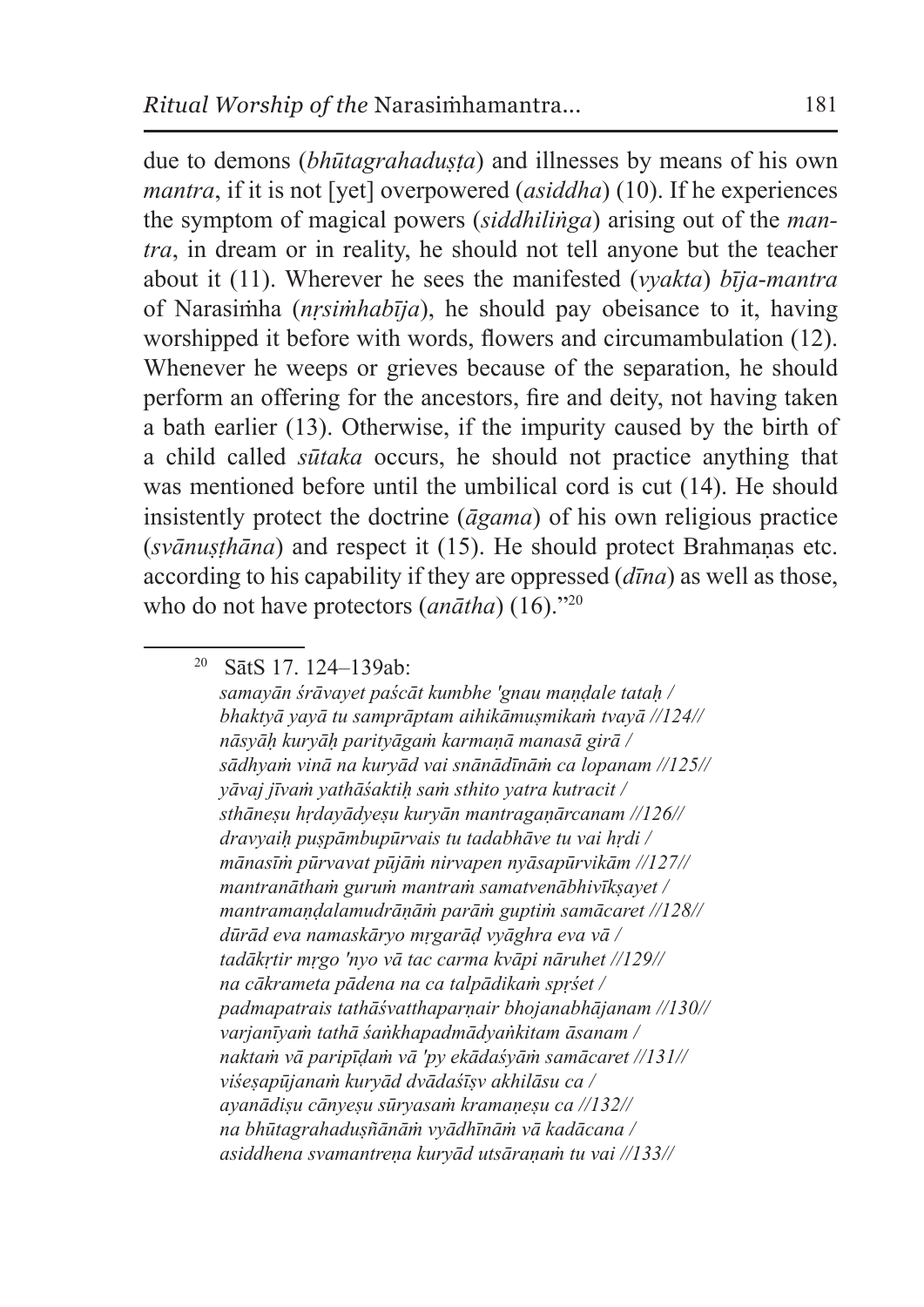due to demons (*bhūtagrahaduṣṭa*) and illnesses by means of his own *mantra*, if it is not [yet] overpowered (*asiddha*) (10). If he experiences the symptom of magical powers (*siddhiliṅga*) arising out of the *mantra*, in dream or in reality, he should not tell anyone but the teacher about it (11). Wherever he sees the manifested (*vyakta*) *bīja-mantra* of Narasiṁha (*nṛsiṁhabīja*), he should pay obeisance to it, having worshipped it before with words, flowers and circumambulation (12). Whenever he weeps or grieves because of the separation, he should perform an offering for the ancestors, fire and deity, not having taken a bath earlier (13). Otherwise, if the impurity caused by the birth of a child called *sūtaka* occurs, he should not practice anything that was mentioned before until the umbilical cord is cut (14). He should insistently protect the doctrine (*āgama*) of his own religious practice (*svānuṣṭhāna*) and respect it (15). He should protect Brahmaṇas etc. according to his capability if they are oppressed (*dīna*) as well as those, who do not have protectors (*anātha*) (16)."[20]

---

[20] SātS 17. 124–139ab:
*samayān śrāvayet paścāt kumbhe 'gnau maṇḍale tataḥ /*
*bhaktyā yayā tu samprāptam aihikāmuṣmikaṁ tvayā //124//*
*nāsyāḥ kuryāḥ parityāgaṁ karmaṇā manasā girā /*
*sādhyaṁ vinā na kuryād vai snānādīnāṁ ca lopanam //125//*
*yāvaj jīvaṁ yathāśaktiḥ saṁ sthito yatra kutracit /*
*sthāneṣu hṛdayādyeṣu kuryān mantragaṇārcanam //126//*
*dravyaiḥ puṣpāmbupūrvais tu tadabhāve tu vai hṛdi /*
*mānasīṁ pūrvavat pūjāṁ nirvapen nyāsapūrvikām //127//*
*mantranāthaṁ guruṁ mantraṁ samatvenābhivīkṣayet /*
*mantramaṇḍalamudrāṇāṁ parāṁ guptiṁ samācaret //128//*
*dūrād eva namaskāryo mṛgarāḍ vyāghra eva vā /*
*tadākṛtir mṛgo 'nyo vā tac carma kvāpi nāruhet //129//*
*na cākrameta pādena na ca talpādikaṁ spṛśet /*
*padmapatrais tathāśvatthaparṇair bhojanabhājanam //130//*
*varjanīyaṁ tathā śaṅkhapadmādyaṅkitam āsanam /*
*naktaṁ vā paripīḍaṁ vā 'py ekādaśyāṁ samācaret //131//*
*viśeṣapūjanaṁ kuryād dvādaśīṣv akhilāsu ca /*
*ayanādiṣu cānyeṣu sūryasaṁ kramaṇeṣu ca //132//*
*na bhūtagrahaduṣṭānāṁ vyādhīnāṁ vā kadācana /*
*asiddhena svamantreṇa kuryād utsāraṇaṁ tu vai //133//*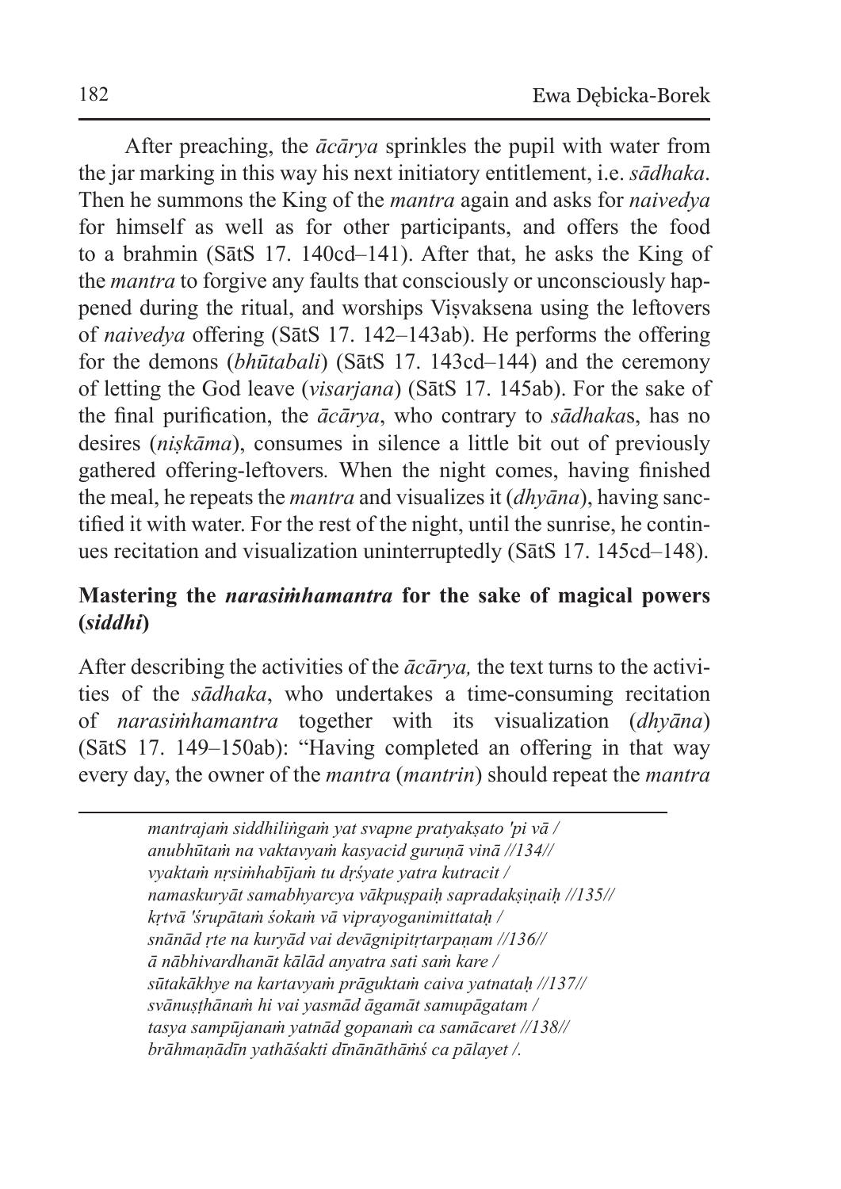After preaching, the *ācārya* sprinkles the pupil with water from the jar marking in this way his next initiatory entitlement, i.e. *sādhaka*. Then he summons the King of the *mantra* again and asks for *naivedya* for himself as well as for other participants, and offers the food to a brahmin (SātS 17. 140cd–141). After that, he asks the King of the *mantra* to forgive any faults that consciously or unconsciously happened during the ritual, and worships Viṣvaksena using the leftovers of *naivedya* offering (SātS 17. 142–143ab). He performs the offering for the demons (*bhūtabali*) (SātS 17. 143cd–144) and the ceremony of letting the God leave (*visarjana*) (SātS 17. 145ab). For the sake of the final purification, the *ācārya*, who contrary to *sādhaka*s, has no desires (*niṣkāma*), consumes in silence a little bit out of previously gathered offering-leftovers. When the night comes, having finished the meal, he repeats the *mantra* and visualizes it (*dhyāna*), having sanctified it with water. For the rest of the night, until the sunrise, he continues recitation and visualization uninterruptedly (SātS 17. 145cd–148).

## Mastering the *narasiṁhamantra* for the sake of magical powers (*siddhi*)

After describing the activities of the *ācārya,* the text turns to the activities of the *sādhaka*, who undertakes a time-consuming recitation of *narasiṁhamantra* together with its visualization (*dhyāna*) (SātS 17. 149–150ab): "Having completed an offering in that way every day, the owner of the *mantra* (*mantrin*) should repeat the *mantra*

---

*mantrajaṁ siddhiliṅgaṁ yat svapne pratyakṣato 'pi vā /*
*anubhūtaṁ na vaktavyaṁ kasyacid guruṇā vinā //134//*
*vyaktaṁ nṛsiṁhabījaṁ tu dṛśyate yatra kutracit /*
*namaskuryāt samabhyarcya vākpuṣpaiḥ sapradakṣiṇaiḥ //135//*
*kṛtvā 'śrupātaṁ śokaṁ vā viprayoganimittataḥ /*
*snānād ṛte na kuryād vai devāgnipitṛtarpaṇam //136//*
*ā nābhivardhanāt kālād anyatra sati saṁ kare /*
*sūtakākhye na kartavyaṁ prāguktaṁ caiva yatnataḥ //137//*
*svānuṣṭhānaṁ hi vai yasmād āgamāt samupāgatam /*
*tasya sampūjanaṁ yatnād gopanaṁ ca samācaret //138//*
*brāhmaṇādīn yathāśakti dīnānāthāṁś ca pālayet /.*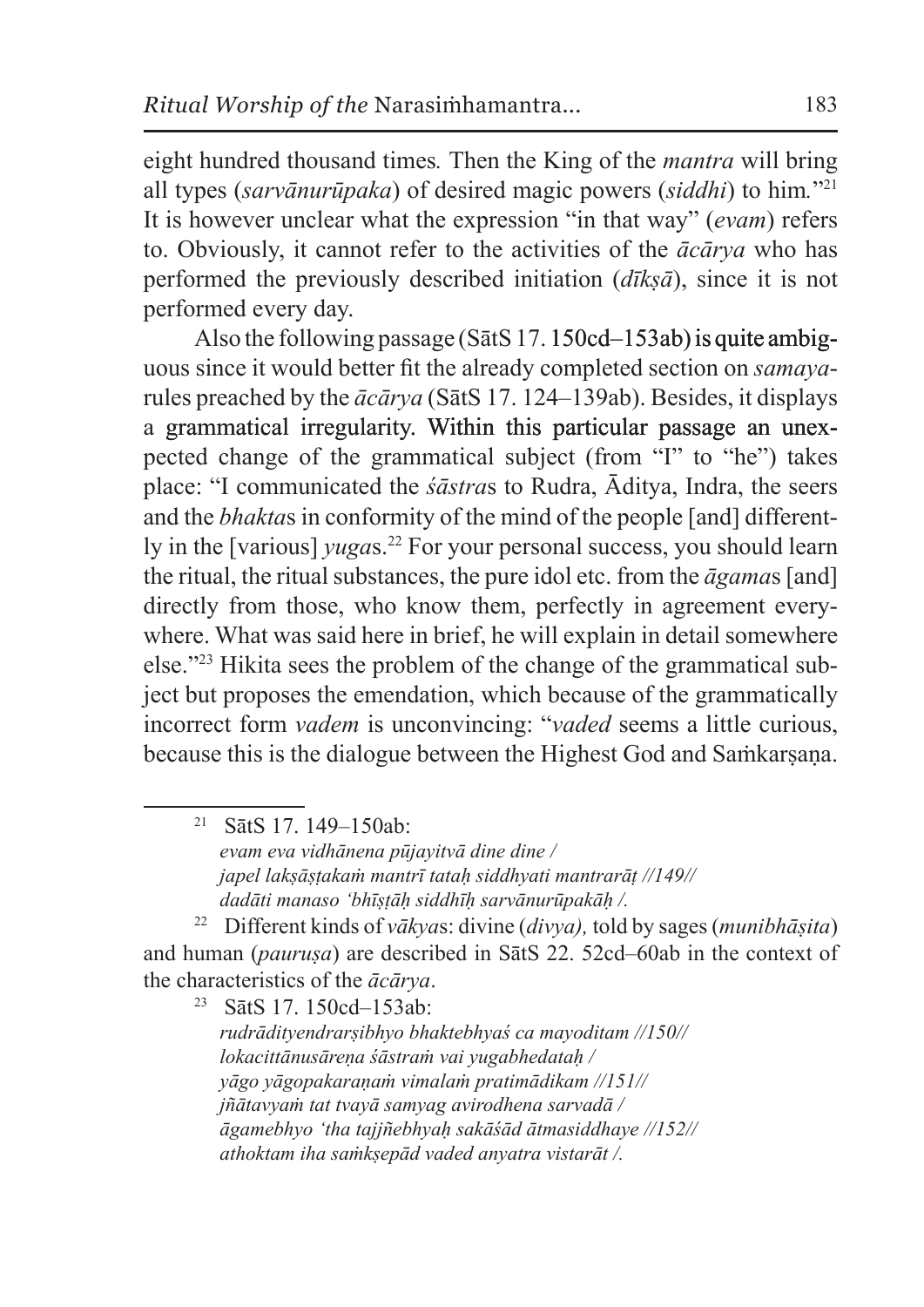eight hundred thousand times*.* Then the King of the *mantra* will bring all types (*sarvānurūpaka*) of desired magic powers (*siddhi*) to him*.*"[21] It is however unclear what the expression "in that way" (*evam*) refers to. Obviously, it cannot refer to the activities of the *ācārya* who has performed the previously described initiation (*dīkṣā*), since it is not performed every day.

Also the following passage (SātS 17. 150cd–153ab) is quite ambiguous since it would better fit the already completed section on *samaya*-rules preached by the *ācārya* (SātS 17. 124–139ab). Besides, it displays a grammatical irregularity. Within this particular passage an unexpected change of the grammatical subject (from "I" to "he") takes place: "I communicated the *śāstra*s to Rudra, Āditya, Indra, the seers and the *bhakta*s in conformity of the mind of the people [and] differently in the [various] *yuga*s.[22] For your personal success, you should learn the ritual, the ritual substances, the pure idol etc. from the *āgama*s [and] directly from those, who know them, perfectly in agreement everywhere. What was said here in brief, he will explain in detail somewhere else."[23] Hikita sees the problem of the change of the grammatical subject but proposes the emendation, which because of the grammatically incorrect form *vadem* is unconvincing: "*vaded* seems a little curious, because this is the dialogue between the Highest God and Saṁkarṣaṇa.

---

[21] SātS 17. 149–150ab:
*evam eva vidhānena pūjayitvā dine dine /*
*japel lakṣāṣṭakaṁ mantrī tataḥ siddhyati mantrarāṭ //149//*
*dadāti manaso 'bhīṣṭāḥ siddhīḥ sarvānurūpakāḥ /.*

[22] Different kinds of *vākya*s: divine (*divya),* told by sages (*munibhāṣita*) and human (*pauruṣa*) are described in SātS 22. 52cd–60ab in the context of the characteristics of the *ācārya*.

[23] SātS 17. 150cd–153ab:
*rudrādityendrarṣibhyo bhaktebhyaś ca mayoditam //150//*
*lokacittānusāreṇa śāstraṁ vai yugabhedataḥ /*
*yāgo yāgopakaraṇaṁ vimalaṁ pratimādikam //151//*
*jñātavyaṁ tat tvayā samyag avirodhena sarvadā /*
*āgamebhyo 'tha tajjñebhyaḥ sakāśād ātmasiddhaye //152//*
*athoktam iha saṁkṣepād vaded anyatra vistarāt /.*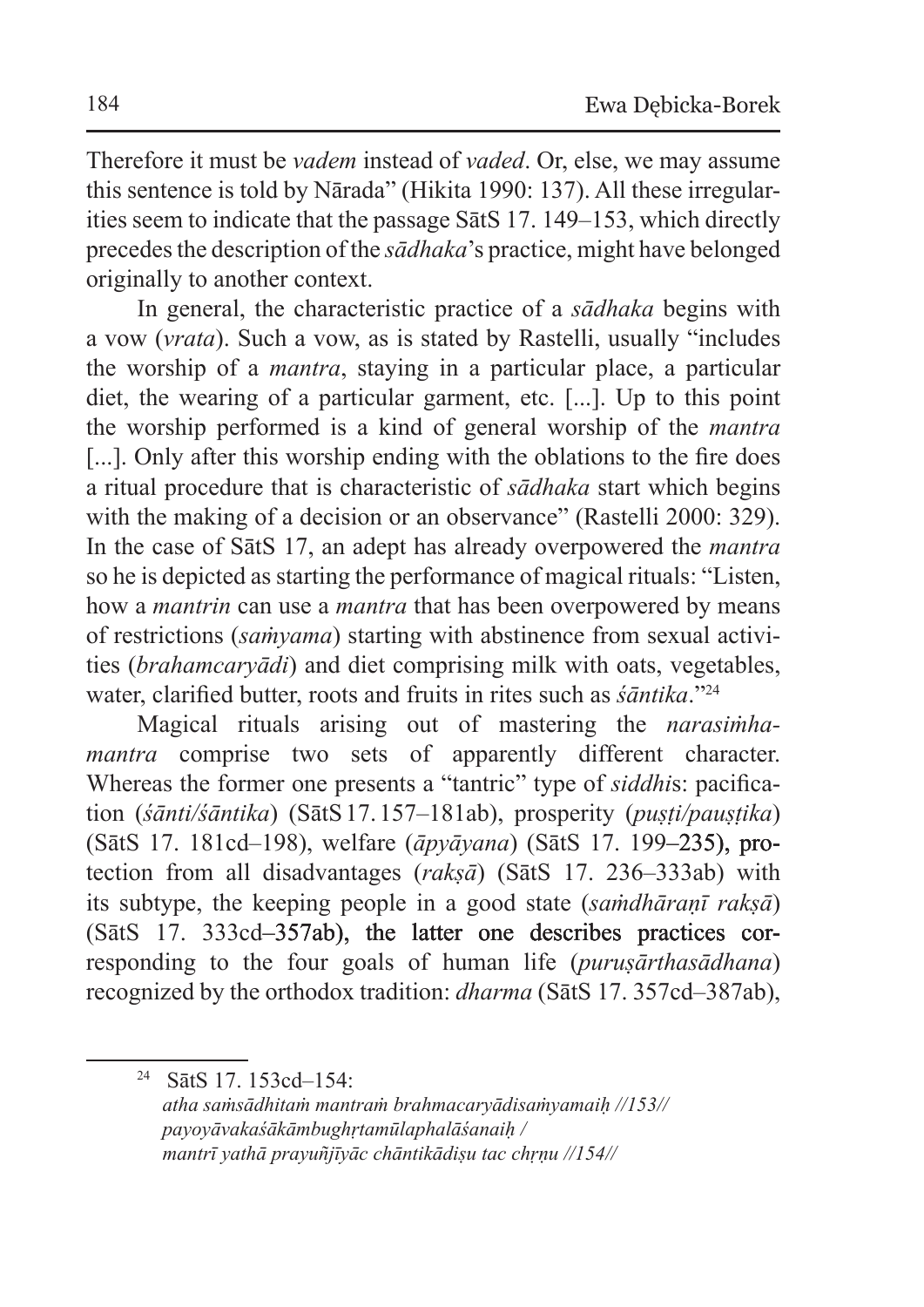Therefore it must be *vadem* instead of *vaded*. Or, else, we may assume this sentence is told by Nārada" (Hikita 1990: 137). All these irregularities seem to indicate that the passage SātS 17. 149–153, which directly precedes the description of the *sādhaka*'s practice, might have belonged originally to another context.

In general, the characteristic practice of a *sādhaka* begins with a vow (*vrata*). Such a vow, as is stated by Rastelli, usually "includes the worship of a *mantra*, staying in a particular place, a particular diet, the wearing of a particular garment, etc. [...]. Up to this point the worship performed is a kind of general worship of the *mantra* [...]. Only after this worship ending with the oblations to the fire does a ritual procedure that is characteristic of *sādhaka* start which begins with the making of a decision or an observance" (Rastelli 2000: 329). In the case of SātS 17, an adept has already overpowered the *mantra* so he is depicted as starting the performance of magical rituals: "Listen, how a *mantrin* can use a *mantra* that has been overpowered by means of restrictions (*saṁyama*) starting with abstinence from sexual activities (*brahamcaryādi*) and diet comprising milk with oats, vegetables, water, clarified butter, roots and fruits in rites such as *śāntika*."[24]

Magical rituals arising out of mastering the *narasiṁha-mantra* comprise two sets of apparently different character. Whereas the former one presents a "tantric" type of *siddhi*s: pacification (*śānti/śāntika*) (SātS 17. 157–181ab), prosperity (*puṣṭi/pauṣṭika*) (SātS 17. 181cd–198), welfare (*āpyāyana*) (SātS 17. 199–235), protection from all disadvantages (*rakṣā*) (SātS 17. 236–333ab) with its subtype, the keeping people in a good state (*saṁdhāraṇī rakṣā*) (SātS 17. 333cd–357ab), the latter one describes practices corresponding to the four goals of human life (*puruṣārthasādhana*) recognized by the orthodox tradition: *dharma* (SātS 17. 357cd–387ab),

---

[24] SātS 17. 153cd–154:
*atha saṁsādhitaṁ mantraṁ brahmacaryādisaṁyamaiḥ //153//*
*payoyāvakaśākāmbughṛtamūlaphalāśanaiḥ /*
*mantrī yathā prayuñjīyāc chāntikādiṣu tac chṛṇu //154//*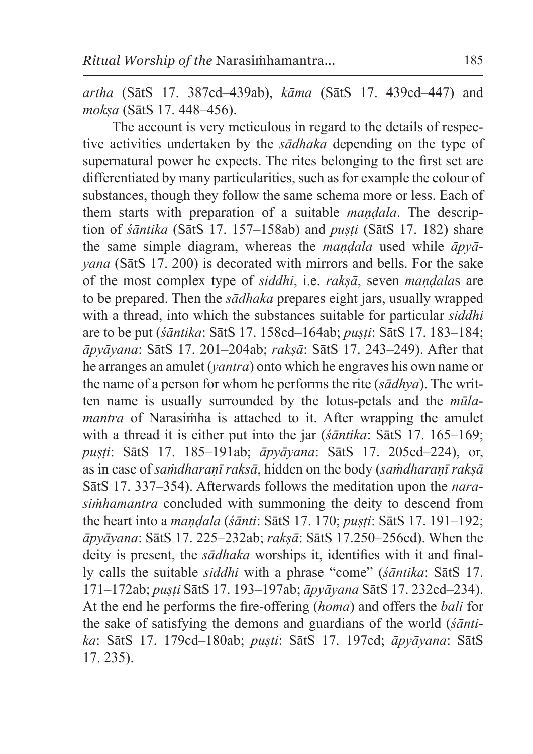*artha* (SātS 17. 387cd–439ab), *kāma* (SātS 17. 439cd–447) and *mokṣa* (SātS 17. 448–456).

The account is very meticulous in regard to the details of respective activities undertaken by the *sādhaka* depending on the type of supernatural power he expects. The rites belonging to the first set are differentiated by many particularities, such as for example the colour of substances, though they follow the same schema more or less. Each of them starts with preparation of a suitable *maṇḍala*. The description of *śāntika* (SātS 17. 157–158ab) and *puṣṭi* (SātS 17. 182) share the same simple diagram, whereas the *maṇḍala* used while *āpyāyana* (SātS 17. 200) is decorated with mirrors and bells. For the sake of the most complex type of *siddhi*, i.e. *rakṣā*, seven *maṇḍala*s are to be prepared. Then the *sādhaka* prepares eight jars, usually wrapped with a thread, into which the substances suitable for particular *siddhi* are to be put (*śāntika*: SātS 17. 158cd–164ab; *puṣṭi*: SātS 17. 183–184; *āpyāyana*: SātS 17. 201–204ab; *rakṣā*: SātS 17. 243–249). After that he arranges an amulet (*yantra*) onto which he engraves his own name or the name of a person for whom he performs the rite (*sādhya*). The written name is usually surrounded by the lotus-petals and the *mūlamantra* of Narasiṁha is attached to it. After wrapping the amulet with a thread it is either put into the jar (*śāntika*: SātS 17. 165–169; *puṣṭi*: SātS 17. 185–191ab; *āpyāyana*: SātS 17. 205cd–224), or, as in case of *saṁdharaṇī raksā*, hidden on the body (*saṁdharaṇī rakṣā* SātS 17. 337–354). Afterwards follows the meditation upon the *narasiṁhamantra* concluded with summoning the deity to descend from the heart into a *maṇḍala* (*śānti*: SātS 17. 170; *puṣṭi*: SātS 17. 191–192; *āpyāyana*: SātS 17. 225–232ab; *rakṣā*: SātS 17.250–256cd). When the deity is present, the *sādhaka* worships it, identifies with it and finally calls the suitable *siddhi* with a phrase "come" (*śāntika*: SātS 17. 171–172ab; *puṣṭi* SātS 17. 193–197ab; *āpyāyana* SātS 17. 232cd–234). At the end he performs the fire-offering (*homa*) and offers the *bali* for the sake of satisfying the demons and guardians of the world (*śāntika*: SātS 17. 179cd–180ab; *puṣṭi*: SātS 17. 197cd; *āpyāyana*: SātS 17. 235).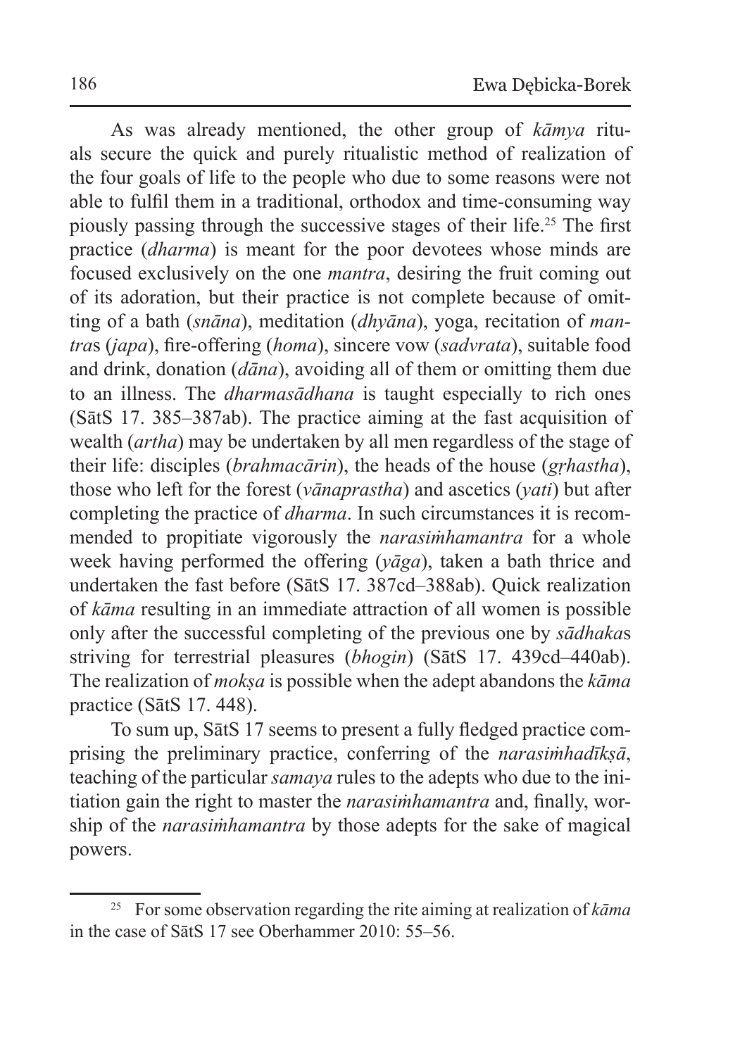As was already mentioned, the other group of *kāmya* rituals secure the quick and purely ritualistic method of realization of the four goals of life to the people who due to some reasons were not able to fulfil them in a traditional, orthodox and time-consuming way piously passing through the successive stages of their life.[25] The first practice (*dharma*) is meant for the poor devotees whose minds are focused exclusively on the one *mantra*, desiring the fruit coming out of its adoration, but their practice is not complete because of omitting of a bath (*snāna*), meditation (*dhyāna*), yoga, recitation of *mantra*s (*japa*), fire-offering (*homa*), sincere vow (*sadvrata*), suitable food and drink, donation (*dāna*), avoiding all of them or omitting them due to an illness. The *dharmasādhana* is taught especially to rich ones (SātS 17. 385–387ab). The practice aiming at the fast acquisition of wealth (*artha*) may be undertaken by all men regardless of the stage of their life: disciples (*brahmacārin*), the heads of the house (*gṛhastha*), those who left for the forest (*vānaprastha*) and ascetics (*yati*) but after completing the practice of *dharma*. In such circumstances it is recommended to propitiate vigorously the *narasiṁhamantra* for a whole week having performed the offering (*yāga*), taken a bath thrice and undertaken the fast before (SātS 17. 387cd–388ab). Quick realization of *kāma* resulting in an immediate attraction of all women is possible only after the successful completing of the previous one by *sādhaka*s striving for terrestrial pleasures (*bhogin*) (SātS 17. 439cd–440ab). The realization of *mokṣa* is possible when the adept abandons the *kāma* practice (SātS 17. 448).

To sum up, SātS 17 seems to present a fully fledged practice comprising the preliminary practice, conferring of the *narasiṁhadīkṣā*, teaching of the particular *samaya* rules to the adepts who due to the initiation gain the right to master the *narasiṁhamantra* and, finally, worship of the *narasiṁhamantra* by those adepts for the sake of magical powers.

---

[25] For some observation regarding the rite aiming at realization of *kāma* in the case of SātS 17 see Oberhammer 2010: 55–56.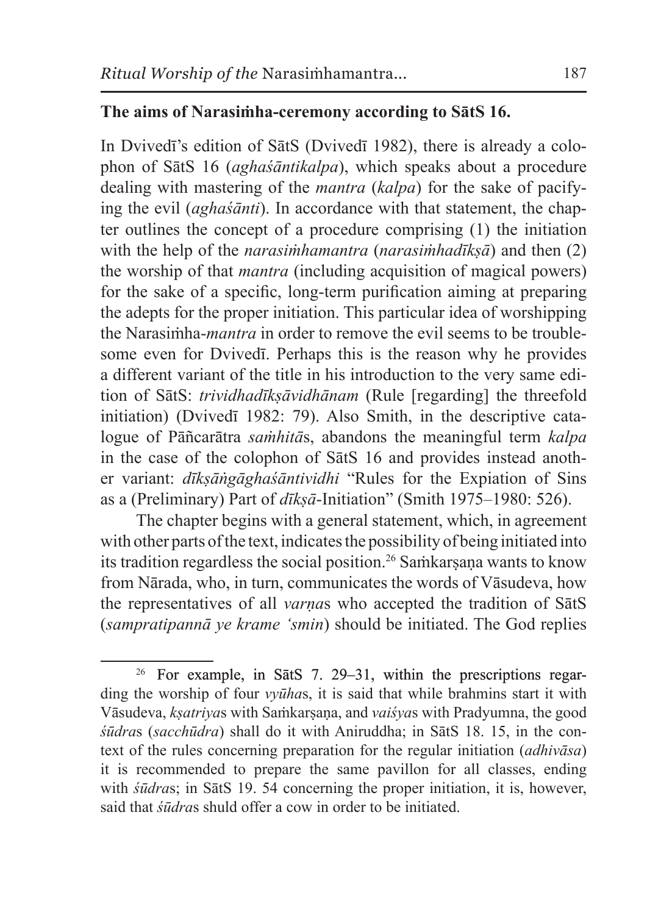## The aims of Narasiṁha-ceremony according to SātS 16.

In Dvivedī's edition of SātS (Dvivedī 1982), there is already a colophon of SātS 16 (*aghaśāntikalpa*), which speaks about a procedure dealing with mastering of the *mantra* (*kalpa*) for the sake of pacifying the evil (*aghaśānti*). In accordance with that statement, the chapter outlines the concept of a procedure comprising (1) the initiation with the help of the *narasiṁhamantra* (*narasiṁhadīkṣā*) and then (2) the worship of that *mantra* (including acquisition of magical powers) for the sake of a specific, long-term purification aiming at preparing the adepts for the proper initiation. This particular idea of worshipping the Narasiṁha-*mantra* in order to remove the evil seems to be troublesome even for Dvivedī. Perhaps this is the reason why he provides a different variant of the title in his introduction to the very same edition of SātS: *trividhadīkṣāvidhānam* (Rule [regarding] the threefold initiation) (Dvivedī 1982: 79). Also Smith, in the descriptive catalogue of Pāñcarātra *saṁhitā*s, abandons the meaningful term *kalpa* in the case of the colophon of SātS 16 and provides instead another variant: *dīkṣāṅgāghaśāntividhi* "Rules for the Expiation of Sins as a (Preliminary) Part of *dīkṣā*-Initiation" (Smith 1975–1980: 526).

The chapter begins with a general statement, which, in agreement with other parts of the text, indicates the possibility of being initiated into its tradition regardless the social position.[26] Saṁkarṣaṇa wants to know from Nārada, who, in turn, communicates the words of Vāsudeva, how the representatives of all *varṇa*s who accepted the tradition of SātS (*sampratipannā ye krame 'smin*) should be initiated. The God replies

---

[26] For example, in SātS 7. 29–31, within the prescriptions regarding the worship of four *vyūha*s, it is said that while brahmins start it with Vāsudeva, *kṣatriya*s with Saṁkarṣaṇa, and *vaiśya*s with Pradyumna, the good *śūdra*s (*sacchūdra*) shall do it with Aniruddha; in SātS 18. 15, in the context of the rules concerning preparation for the regular initiation (*adhivāsa*) it is recommended to prepare the same pavillon for all classes, ending with *śūdra*s; in SātS 19. 54 concerning the proper initiation, it is, however, said that *śūdra*s shuld offer a cow in order to be initiated.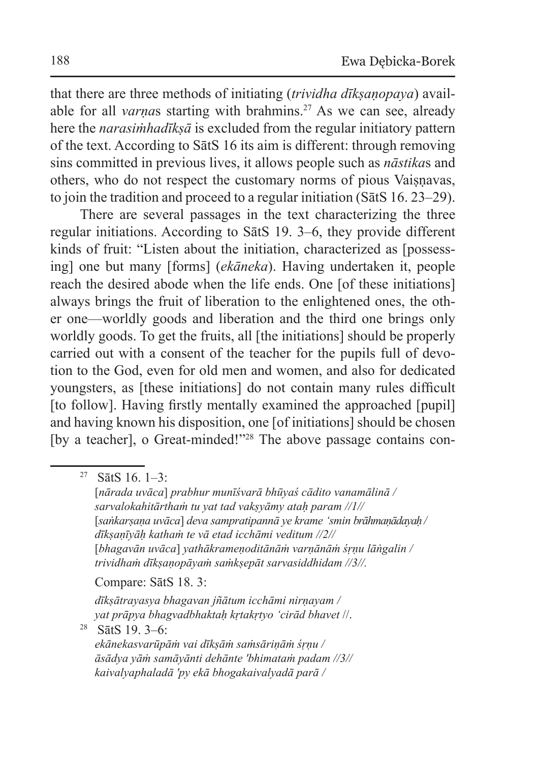that there are three methods of initiating (*trividha dīkṣaṇopaya*) available for all *varṇa*s starting with brahmins.[27] As we can see, already here the *narasiṁhadīkṣā* is excluded from the regular initiatory pattern of the text. According to SātS 16 its aim is different: through removing sins committed in previous lives, it allows people such as *nāstika*s and others, who do not respect the customary norms of pious Vaiṣṇavas, to join the tradition and proceed to a regular initiation (SātS 16. 23–29).

There are several passages in the text characterizing the three regular initiations. According to SātS 19. 3–6, they provide different kinds of fruit: "Listen about the initiation, characterized as [possessing] one but many [forms] (*ekāneka*). Having undertaken it, people reach the desired abode when the life ends. One [of these initiations] always brings the fruit of liberation to the enlightened ones, the other one—worldly goods and liberation and the third one brings only worldly goods. To get the fruits, all [the initiations] should be properly carried out with a consent of the teacher for the pupils full of devotion to the God, even for old men and women, and also for dedicated youngsters, as [these initiations] do not contain many rules difficult [to follow]. Having firstly mentally examined the approached [pupil] and having known his disposition, one [of initiations] should be chosen [by a teacher], o Great-minded!"[28] The above passage contains con-

---

[27] SātS 16. 1–3:
[*nārada uvāca*] *prabhur munīśvarā bhūyaś cādito vanamālinā /*
*sarvalokahitārthaṁ tu yat tad vakṣyāmy ataḥ param //1//*
[*saṅkarṣaṇa uvāca*] *deva sampratipannā ye krame 'smin brāhmaṇādayaḥ /*
*dīkṣaṇīyāḥ kathaṁ te vā etad icchāmi veditum //2//*
[*bhagavān uvāca*] *yathākrameṇoditānāṁ varṇānāṁ śṛṇu lāṅgalin /*
*trividhaṁ dīkṣaṇopāyaṁ saṁkṣepāt sarvasiddhidam //3//.*

Compare: SātS 18. 3:

*dīkṣātrayasya bhagavan jñātum icchāmi nirṇayam /*
*yat prāpya bhagvadbhaktaḥ kṛtakṛtyo 'cirād bhavet //.*

[28] SātS 19. 3–6:
*ekānekasvarūpāṁ vai dīkṣāṁ saṁsāriṇāṁ śṛṇu /*
*āsādya yāṁ samāyānti dehānte 'bhimataṁ padam //3//*
*kaivalyaphaladā 'py ekā bhogakaivalyadā parā /*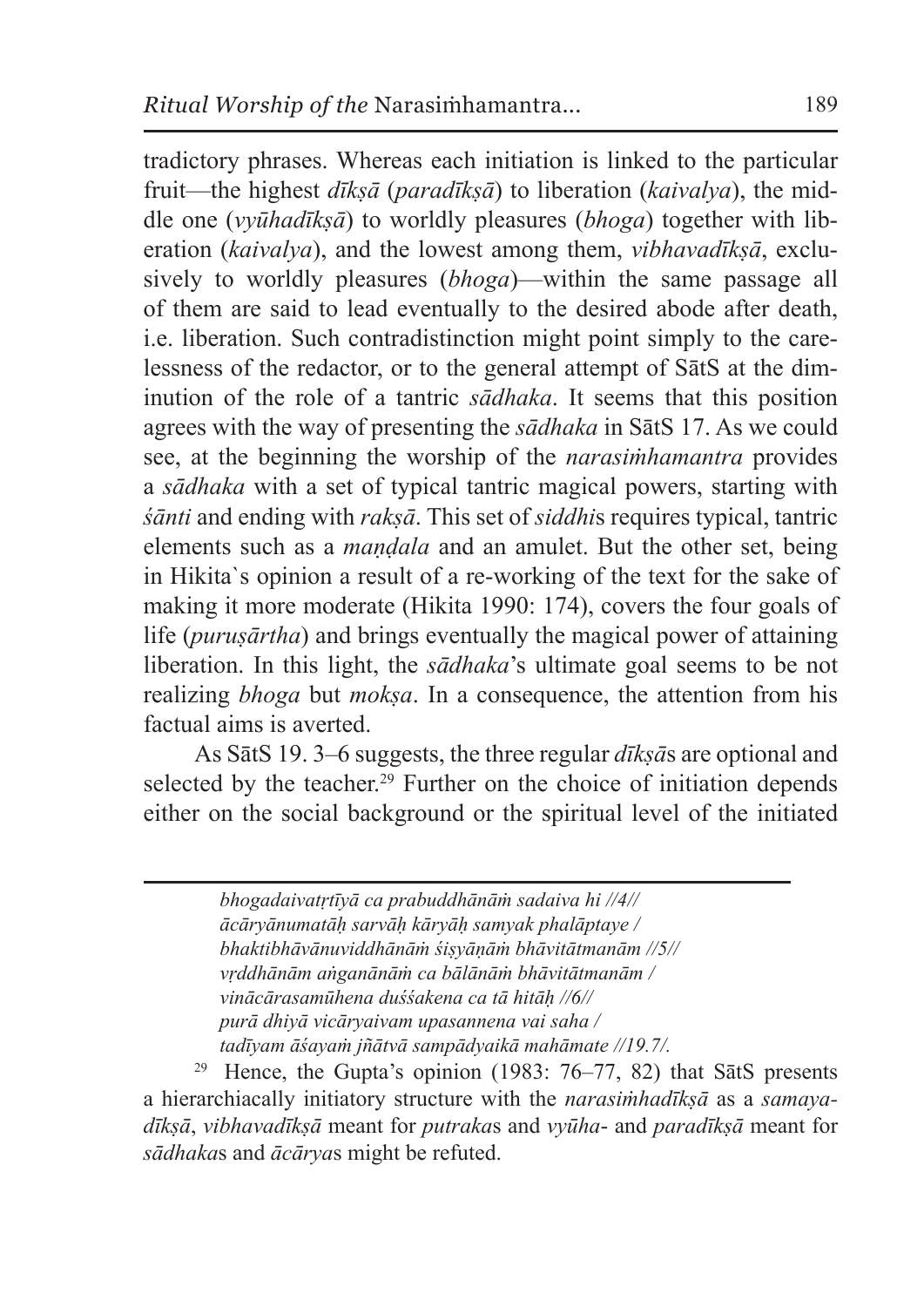tradictory phrases. Whereas each initiation is linked to the particular fruit—the highest *dīkṣā* (*paradīkṣā*) to liberation (*kaivalya*), the middle one (*vyūhadīkṣā*) to worldly pleasures (*bhoga*) together with liberation (*kaivalya*), and the lowest among them, *vibhavadīkṣā*, exclusively to worldly pleasures (*bhoga*)—within the same passage all of them are said to lead eventually to the desired abode after death, i.e. liberation. Such contradistinction might point simply to the carelessness of the redactor, or to the general attempt of SātS at the diminution of the role of a tantric *sādhaka*. It seems that this position agrees with the way of presenting the *sādhaka* in SātS 17. As we could see, at the beginning the worship of the *narasiṁhamantra* provides a *sādhaka* with a set of typical tantric magical powers, starting with *śānti* and ending with *rakṣā*. This set of *siddhi*s requires typical, tantric elements such as a *maṇḍala* and an amulet. But the other set, being in Hikita`s opinion a result of a re-working of the text for the sake of making it more moderate (Hikita 1990: 174), covers the four goals of life (*puruṣārtha*) and brings eventually the magical power of attaining liberation. In this light, the *sādhaka*'s ultimate goal seems to be not realizing *bhoga* but *mokṣa*. In a consequence, the attention from his factual aims is averted.

As SātS 19. 3–6 suggests, the three regular *dīkṣā*s are optional and selected by the teacher.[29] Further on the choice of initiation depends either on the social background or the spiritual level of the initiated

---

*bhogadaivatṛtīyā ca prabuddhānāṁ sadaiva hi //4//*
*ācāryānumatāḥ sarvāḥ kāryāḥ samyak phalāptaye /*
*bhaktibhāvānuviddhānāṁ śiṣyāṇāṁ bhāvitātmanām //5//*
*vṛddhānāṁ aṅganānāṁ ca bālānāṁ bhāvitātmanām /*
*vinācārasamūhena duśśakena ca tā hitāḥ //6//*
*purā dhiyā vicāryaivam upasannena vai saha /*
*tadīyam āśayaṁ jñātvā sampādyaikā mahāmate //19.7/.*

[29] Hence, the Gupta's opinion (1983: 76–77, 82) that SātS presents a hierarchiacally initiatory structure with the *narasiṁhadīkṣā* as a *samayadīkṣā*, *vibhavadīkṣā* meant for *putraka*s and *vyūha*- and *paradīkṣā* meant for *sādhaka*s and *ācārya*s might be refuted.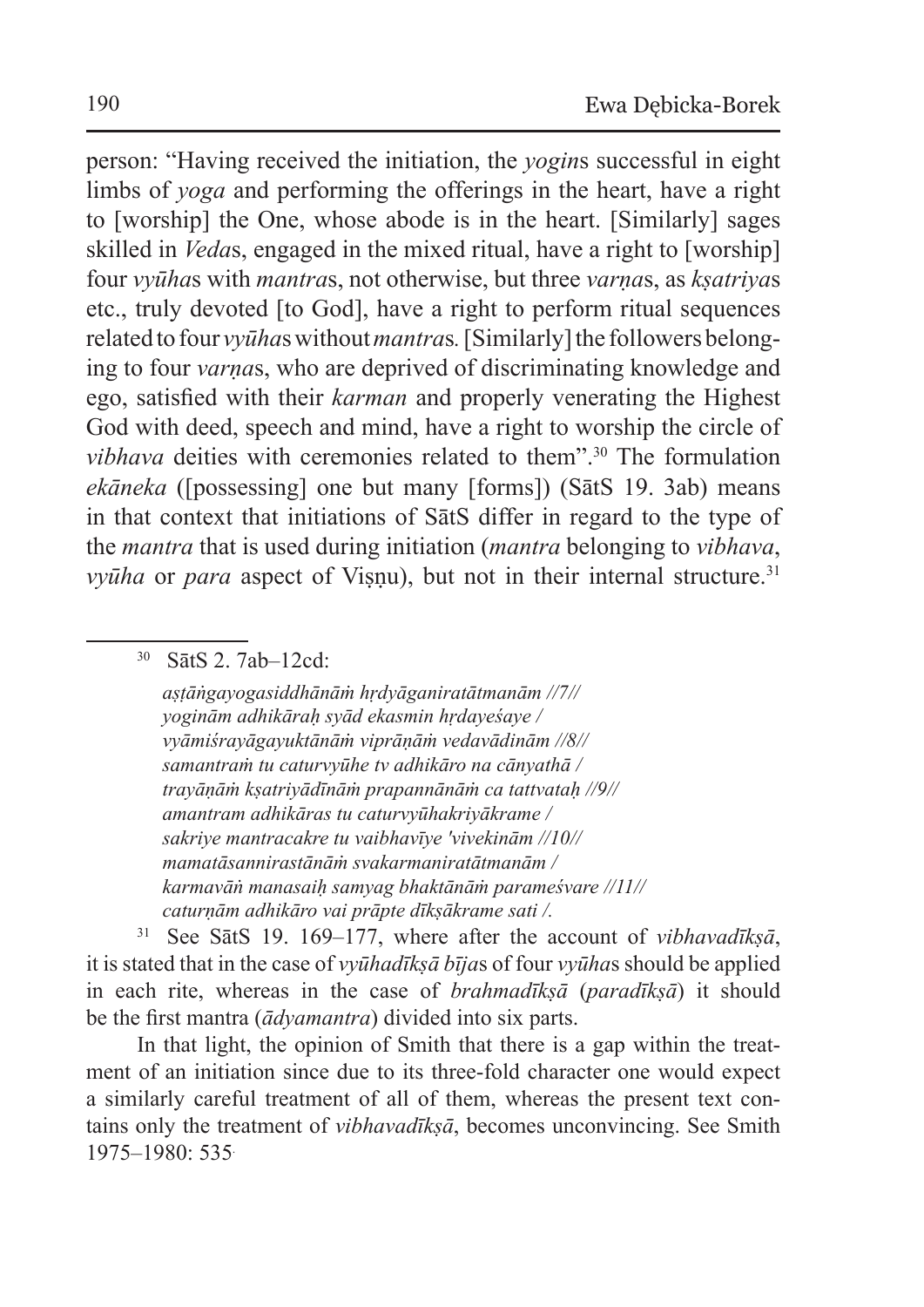person: "Having received the initiation, the *yogin*s successful in eight limbs of *yoga* and performing the offerings in the heart, have a right to [worship] the One, whose abode is in the heart. [Similarly] sages skilled in *Veda*s, engaged in the mixed ritual, have a right to [worship] four *vyūha*s with *mantra*s, not otherwise, but three *varṇa*s, as *kṣatriya*s etc., truly devoted [to God], have a right to perform ritual sequences related to four *vyūha*s without *mantra*s. [Similarly] the followers belonging to four *varṇa*s, who are deprived of discriminating knowledge and ego, satisfied with their *karman* and properly venerating the Highest God with deed, speech and mind, have a right to worship the circle of *vibhava* deities with ceremonies related to them".[30] The formulation *ekāneka* ([possessing] one but many [forms]) (SātS 19. 3ab) means in that context that initiations of SātS differ in regard to the type of the *mantra* that is used during initiation (*mantra* belonging to *vibhava*, *vyūha* or *para* aspect of Viṣṇu), but not in their internal structure.[31]

---

[30] SātS 2. 7ab–12cd:

*aṣṭāṅgayogasiddhānāṁ hṛdyāganiratātmanām //7//*
*yoginām adhikāraḥ syād ekasmin hṛdayeśaye /*
*vyāmiśrayāgayuktānāṁ viprāṇāṁ vedavādinām //8//*
*samantraṁ tu caturvyūhe tv adhikāro na cānyathā /*
*trayāṇāṁ kṣatriyādīnāṁ prapannānāṁ ca tattvataḥ //9//*
*amantram adhikāras tu caturvyūhakriyākrame /*
*sakriye mantracakre tu vaibhavīye 'vivekinām //10//*
*mamatāsannirastānāṁ svakarmaniratātmanām /*
*karmavāṅ manasaiḥ samyag bhaktānāṁ parameśvare //11//*
*caturṇām adhikāro vai prāpte dīkṣākrame sati /.*

[31] See SātS 19. 169–177, where after the account of *vibhavadīkṣā*, it is stated that in the case of *vyūhadīkṣā bīja*s of four *vyūha*s should be applied in each rite, whereas in the case of *brahmadīkṣā* (*paradīkṣā*) it should be the first mantra (*ādyamantra*) divided into six parts.

In that light, the opinion of Smith that there is a gap within the treatment of an initiation since due to its three-fold character one would expect a similarly careful treatment of all of them, whereas the present text contains only the treatment of *vibhavadīkṣā*, becomes unconvincing. See Smith 1975–1980: 535.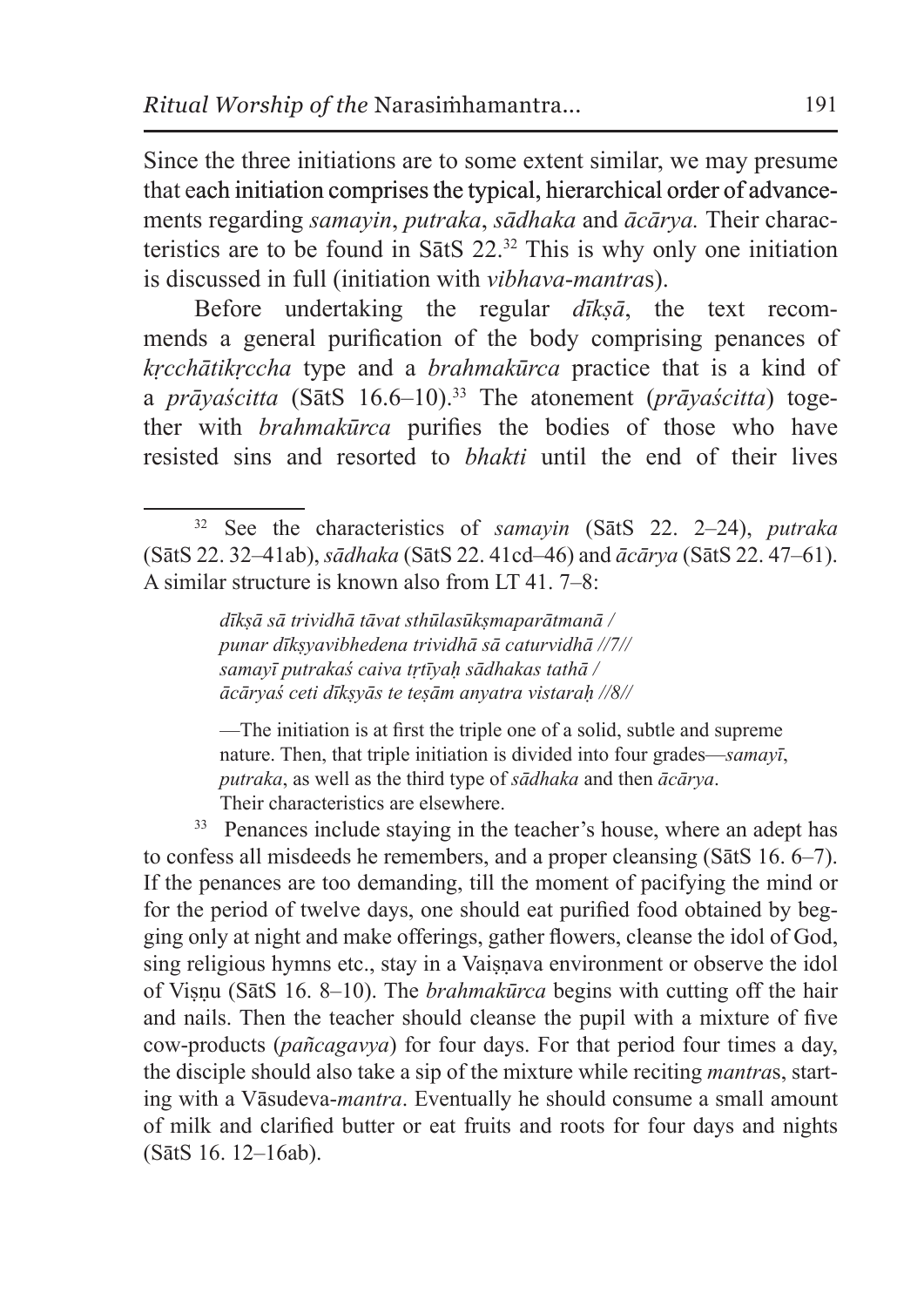Since the three initiations are to some extent similar, we may presume that each initiation comprises the typical, hierarchical order of advancements regarding *samayin*, *putraka*, *sādhaka* and *ācārya.* Their characteristics are to be found in SātS 22.[32] This is why only one initiation is discussed in full (initiation with *vibhava-mantra*s).

Before undertaking the regular *dīkṣā*, the text recommends a general purification of the body comprising penances of *kṛcchātikṛccha* type and a *brahmakūrca* practice that is a kind of a *prāyaścitta* (SātS 16.6–10).[33] The atonement (*prāyaścitta*) together with *brahmakūrca* purifies the bodies of those who have resisted sins and resorted to *bhakti* until the end of their lives

---

[32] See the characteristics of *samayin* (SātS 22. 2–24), *putraka* (SātS 22. 32–41ab), *sādhaka* (SātS 22. 41cd–46) and *ācārya* (SātS 22. 47–61). A similar structure is known also from LT 41. 7–8:

> *dīkṣā sā trividhā tāvat sthūlasūkṣmaparātmanā /*
> *punar dīkṣyavibhedena trividhā sā caturvidhā //7//*
> *samayī putrakaś caiva tṛtīyaḥ sādhakas tathā /*
> *ācāryaś ceti dīkṣyās te teṣām anyatra vistaraḥ //8//*
>
> —The initiation is at first the triple one of a solid, subtle and supreme nature. Then, that triple initiation is divided into four grades—*samayī*, *putraka*, as well as the third type of *sādhaka* and then *ācārya*. Their characteristics are elsewhere.

[33] Penances include staying in the teacher's house, where an adept has to confess all misdeeds he remembers, and a proper cleansing (SātS 16. 6–7). If the penances are too demanding, till the moment of pacifying the mind or for the period of twelve days, one should eat purified food obtained by begging only at night and make offerings, gather flowers, cleanse the idol of God, sing religious hymns etc., stay in a Vaiṣṇava environment or observe the idol of Viṣṇu (SātS 16. 8–10). The *brahmakūrca* begins with cutting off the hair and nails. Then the teacher should cleanse the pupil with a mixture of five cow-products (*pañcagavya*) for four days. For that period four times a day, the disciple should also take a sip of the mixture while reciting *mantra*s, starting with a Vāsudeva-*mantra*. Eventually he should consume a small amount of milk and clarified butter or eat fruits and roots for four days and nights (SātS 16. 12–16ab).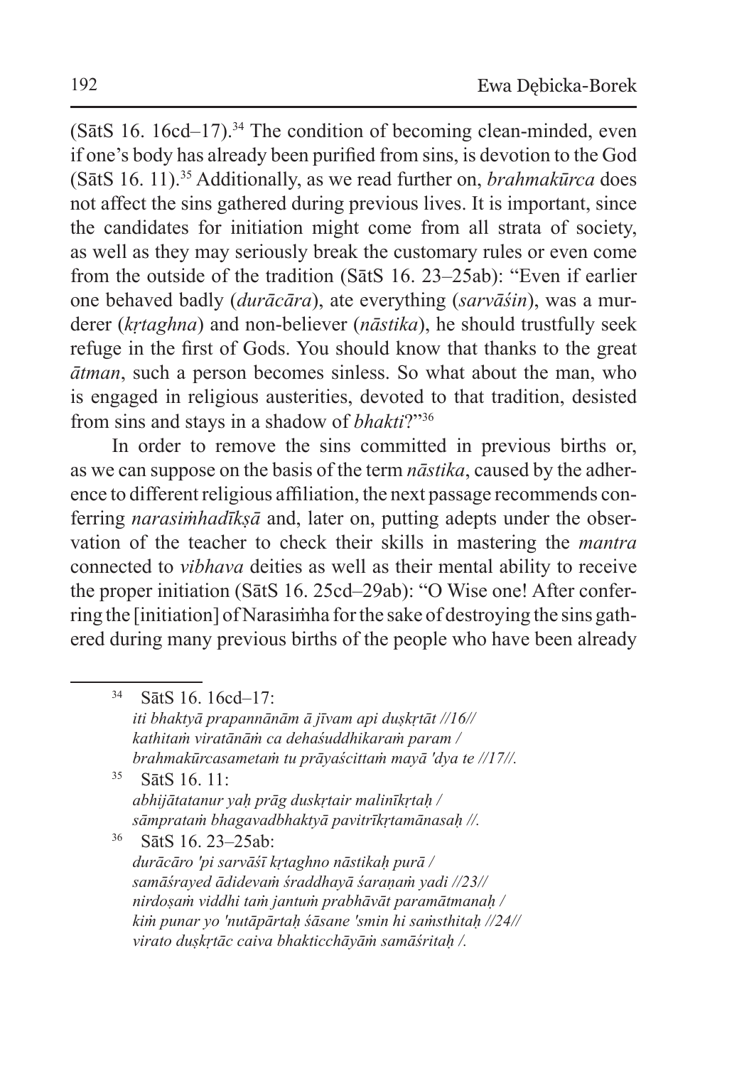(SātS 16. 16cd–17).[34] The condition of becoming clean-minded, even if one's body has already been purified from sins, is devotion to the God (SātS 16. 11).[35] Additionally, as we read further on, *brahmakūrca* does not affect the sins gathered during previous lives. It is important, since the candidates for initiation might come from all strata of society, as well as they may seriously break the customary rules or even come from the outside of the tradition (SātS 16. 23–25ab): "Even if earlier one behaved badly (*durācāra*), ate everything (*sarvāśin*), was a murderer (*kṛtaghna*) and non-believer (*nāstika*), he should trustfully seek refuge in the first of Gods. You should know that thanks to the great *ātman*, such a person becomes sinless. So what about the man, who is engaged in religious austerities, devoted to that tradition, desisted from sins and stays in a shadow of *bhakti*?"[36]

In order to remove the sins committed in previous births or, as we can suppose on the basis of the term *nāstika*, caused by the adherence to different religious affiliation, the next passage recommends conferring *narasiṁhadīkṣā* and, later on, putting adepts under the observation of the teacher to check their skills in mastering the *mantra* connected to *vibhava* deities as well as their mental ability to receive the proper initiation (SātS 16. 25cd–29ab): "O Wise one! After conferring the [initiation] of Narasiṁha for the sake of destroying the sins gathered during many previous births of the people who have been already

---

[34] SātS 16. 16cd–17:
*iti bhaktyā prapannānām ā jīvam api duṣkṛtāt //16//*
*kathitaṁ viratānāṁ ca dehaśuddhikaraṁ param /*
*brahmakūrcasametaṁ tu prāyaścittaṁ mayā 'dya te //17//.*

[35] SātS 16. 11:
*abhijātatanur yaḥ prāg duskṛtair malinīkṛtaḥ /*
*sāmprataṁ bhagavadbhaktyā pavitrīkṛtamānasaḥ //.*

[36] SātS 16. 23–25ab:
*durācāro 'pi sarvāśī kṛtaghno nāstikaḥ purā /*
*samāśrayed ādidevaṁ śraddhayā śaraṇaṁ yadi //23//*
*nirdoṣaṁ viddhi taṁ jantuṁ prabhāvāt paramātmanaḥ /*
*kiṁ punar yo 'nutāpārtaḥ śāsane 'smin hi saṁsthitaḥ //24//*
*virato duṣkṛtāc caiva bhakticchāyāṁ samāśritaḥ /.*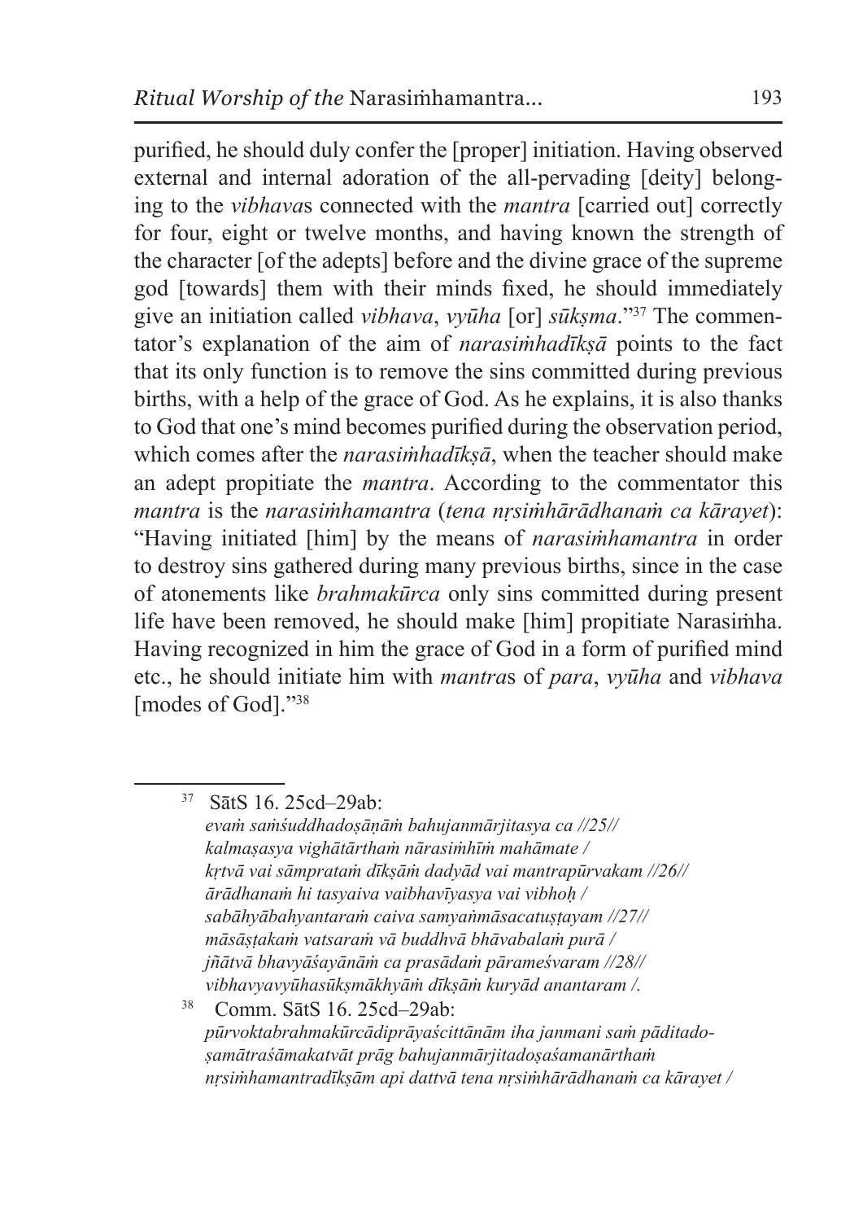purified, he should duly confer the [proper] initiation. Having observed external and internal adoration of the all-pervading [deity] belonging to the *vibhava*s connected with the *mantra* [carried out] correctly for four, eight or twelve months, and having known the strength of the character [of the adepts] before and the divine grace of the supreme god [towards] them with their minds fixed, he should immediately give an initiation called *vibhava*, *vyūha* [or] *sūkṣma*."[37] The commentator's explanation of the aim of *narasiṁhadīkṣā* points to the fact that its only function is to remove the sins committed during previous births, with a help of the grace of God. As he explains, it is also thanks to God that one's mind becomes purified during the observation period, which comes after the *narasiṁhadīkṣā*, when the teacher should make an adept propitiate the *mantra*. According to the commentator this *mantra* is the *narasiṁhamantra* (*tena nṛsiṁhārādhanaṁ ca kārayet*): "Having initiated [him] by the means of *narasiṁhamantra* in order to destroy sins gathered during many previous births, since in the case of atonements like *brahmakūrca* only sins committed during present life have been removed, he should make [him] propitiate Narasiṁha. Having recognized in him the grace of God in a form of purified mind etc., he should initiate him with *mantra*s of *para*, *vyūha* and *vibhava* [modes of God]."[38]

---

[37] SātS 16. 25cd–29ab:
*evaṁ saṁśuddhadoṣāṇāṁ bahujanmārjitasya ca //25//*
*kalmaṣasya vighātārthaṁ nārasiṁhīṁ mahāmate /*
*kṛtvā vai sāmprataṁ dīkṣāṁ dadyād vai mantrapūrvakam //26//*
*ārādhanaṁ hi tasyaiva vaibhavīyasya vai vibhoḥ /*
*sabāhyābahyantaraṁ caiva samyaṅmāsacatuṣṭayam //27//*
*māsāṣṭakaṁ vatsaraṁ vā buddhvā bhāvabalaṁ purā /*
*jñātvā bhavyāśayānāṁ ca prasādaṁ pārameśvaram //28//*
*vibhavyavyūhasūkṣmākhyāṁ dīkṣāṁ kuryād anantaram /.*

[38] Comm. SātS 16. 25cd–29ab:
*pūrvoktabrahmakūrcādiprāyaścittānām iha janmani saṁ pāditadoṣamātraśāmakatvāt prāg bahujanmārjitadoṣaśamanārthaṁ nṛsiṁhamantradīkṣām api dattvā tena nṛsiṁhārādhanaṁ ca kārayet /*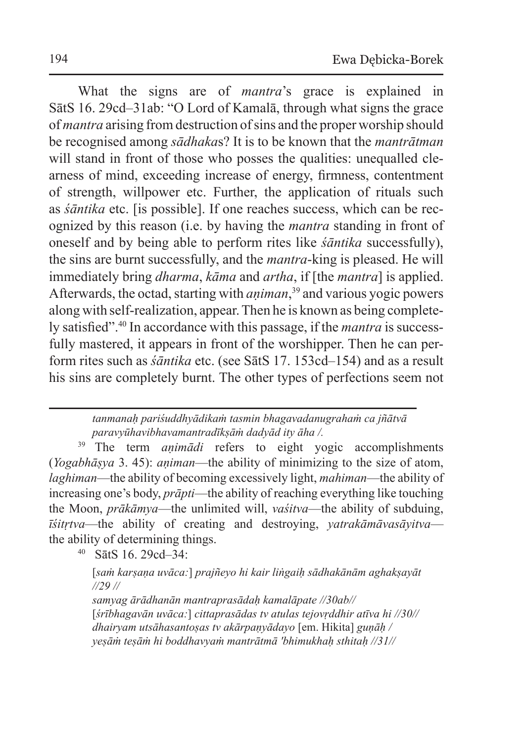What the signs are of *mantra*'s grace is explained in SātS 16. 29cd–31ab: "O Lord of Kamalā, through what signs the grace of *mantra* arising from destruction of sins and the proper worship should be recognised among *sādhaka*s? It is to be known that the *mantrātman* will stand in front of those who posses the qualities: unequalled clearness of mind, exceeding increase of energy, firmness, contentment of strength, willpower etc. Further, the application of rituals such as *śāntika* etc. [is possible]. If one reaches success, which can be recognized by this reason (i.e. by having the *mantra* standing in front of oneself and by being able to perform rites like *śāntika* successfully), the sins are burnt successfully, and the *mantra*-king is pleased. He will immediately bring *dharma*, *kāma* and *artha*, if [the *mantra*] is applied. Afterwards, the octad, starting with *aṇiman*,[39] and various yogic powers along with self-realization, appear. Then he is known as being completely satisfied".[40] In accordance with this passage, if the *mantra* is successfully mastered, it appears in front of the worshipper. Then he can perform rites such as *śāntika* etc. (see SātS 17. 153cd–154) and as a result his sins are completely burnt. The other types of perfections seem not

---

*tanmanaḥ pariśuddhyādikaṁ tasmin bhagavadanugrahaṁ ca jñātvā paravyūhavibhavamantradīkṣāṁ dadyād ity āha /.*

[39] The term *aṇimādi* refers to eight yogic accomplishments (*Yogabhāṣya* 3. 45): *aṇiman*—the ability of minimizing to the size of atom, *laghiman*—the ability of becoming excessively light, *mahiman*—the ability of increasing one's body, *prāpti*—the ability of reaching everything like touching the Moon, *prākāmya*—the unlimited will, *vaśitva*—the ability of subduing, *īśitṛtva*—the ability of creating and destroying, *yatrakāmāvasāyitva*—the ability of determining things.

[40] SātS 16. 29cd–34:

[*saṁ karṣaṇa uvāca:*] *prajñeyo hi kair liṅgaiḥ sādhakānām aghakṣayāt //29 //*
*samyag ārādhanān mantraprasādaḥ kamalāpate //30ab//*
[*śrībhagavān uvāca:*] *cittaprasādas tv atulas tejovṛddhir atīva hi //30//*
*dhairyam utsāhasantoṣas tv akārpaṇyādayo* [em. Hikita] *guṇāḥ /*
*yeṣāṁ teṣāṁ hi boddhavyaṁ mantrātmā 'bhimukhaḥ sthitaḥ //31//*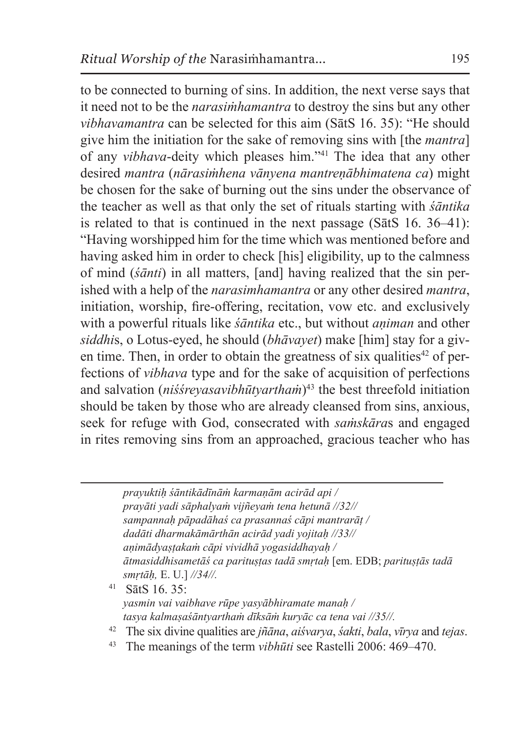to be connected to burning of sins. In addition, the next verse says that it need not to be the *narasiṁhamantra* to destroy the sins but any other *vibhavamantra* can be selected for this aim (SātS 16. 35): "He should give him the initiation for the sake of removing sins with [the *mantra*] of any *vibhava*-deity which pleases him."[41] The idea that any other desired *mantra* (*nārasiṁhena vānyena mantreṇābhimatena ca*) might be chosen for the sake of burning out the sins under the observance of the teacher as well as that only the set of rituals starting with *śāntika* is related to that is continued in the next passage (SātS 16. 36–41): "Having worshipped him for the time which was mentioned before and having asked him in order to check [his] eligibility, up to the calmness of mind (*śānti*) in all matters, [and] having realized that the sin perished with a help of the *narasimhamantra* or any other desired *mantra*, initiation, worship, fire-offering, recitation, vow etc. and exclusively with a powerful rituals like *śāntika* etc., but without *aṇiman* and other *siddhi*s, o Lotus-eyed, he should (*bhāvayet*) make [him] stay for a given time. Then, in order to obtain the greatness of six qualities[42] of perfections of *vibhava* type and for the sake of acquisition of perfections and salvation (*niśśreyasavibhūtyarthaṁ*)[43] the best threefold initiation should be taken by those who are already cleansed from sins, anxious, seek for refuge with God, consecrated with *saṁskāra*s and engaged in rites removing sins from an approached, gracious teacher who has

---

*prayuktiḥ śāntikādīnāṁ karmaṇāṁ acirād api /*
*prayāti yadi sāphalyaṁ vijñeyaṁ tena hetunā //32//*
*sampannaḥ pāpadāhaś ca prasannaś cāpi mantrarāṭ /*
*dadāti dharmakāmārthān acirād yadi yojitaḥ //33//*
*aṇimādyaṣṭakaṁ cāpi vividhā yogasiddhayaḥ /*
*ātmasiddhisametāś ca parituṣṭas tadā smṛtaḥ* [em. EDB; *parituṣṭās tadā smṛtāḥ,* E. U.] *//34//.*

[41] SātS 16. 35:
*yasmin vai vaibhave rūpe yasyābhiramate manaḥ /*
*tasya kalmaṣaśāntyarthaṁ dīkṣāṁ kuryāc ca tena vai //35//.*

[42] The six divine qualities are *jñāna*, *aiśvarya*, *śakti*, *bala*, *vīrya* and *tejas*.

[43] The meanings of the term *vibhūti* see Rastelli 2006: 469–470.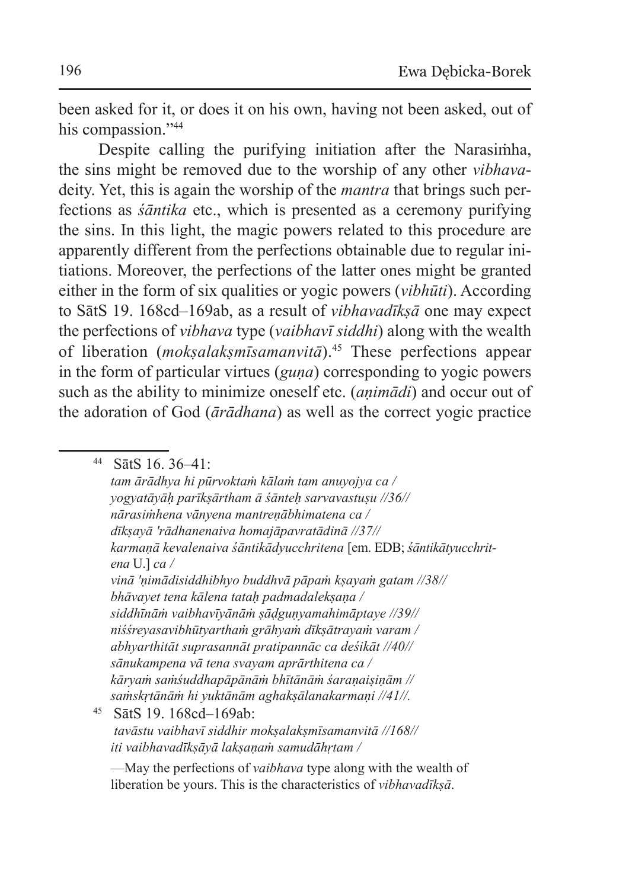been asked for it, or does it on his own, having not been asked, out of his compassion."[44]

Despite calling the purifying initiation after the Narasiṁha, the sins might be removed due to the worship of any other *vibhava*-deity. Yet, this is again the worship of the *mantra* that brings such perfections as *śāntika* etc., which is presented as a ceremony purifying the sins. In this light, the magic powers related to this procedure are apparently different from the perfections obtainable due to regular initiations. Moreover, the perfections of the latter ones might be granted either in the form of six qualities or yogic powers (*vibhūti*). According to SātS 19. 168cd–169ab, as a result of *vibhavadīkṣā* one may expect the perfections of *vibhava* type (*vaibhavī siddhi*) along with the wealth of liberation (*mokṣalakṣmīsamanvitā*).[45] These perfections appear in the form of particular virtues (*guṇa*) corresponding to yogic powers such as the ability to minimize oneself etc. (*aṇimādi*) and occur out of the adoration of God (*ārādhana*) as well as the correct yogic practice

---

[44] SātS 16. 36–41:
*tam ārādhya hi pūrvoktaṁ kālaṁ tam anuyojya ca /*
*yogyatāyāḥ parīkṣārtham ā śānteḥ sarvavastuṣu //36//*
*nārasiṁhena vānyena mantreṇābhimatena ca /*
*dīkṣayā 'rādhanenaiva homajāpavratādinā //37//*
*karmaṇā kevalenaiva śāntikādyucchritena* [em. EDB; *śāntikātyucchritena* U.] *ca /*
*vinā 'ṇimādisiddhibhyo buddhvā pāpaṁ kṣayaṁ gatam //38//*
*bhāvayet tena kālena tataḥ padmadalekṣaṇa /*
*siddhīnāṁ vaibhavīyānāṁ ṣāḍguṇyamahimāptaye //39//*
*niśśreyasavibhūtyarthaṁ grāhyaṁ dīkṣātrayaṁ varam /*
*abhyarthitāt suprasannāt pratipannāc ca deśikāt //40//*
*sānukampena vā tena svayam aprārthitena ca /*
*kāryaṁ saṁśuddhapāpānāṁ bhītānāṁ śaraṇaiṣiṇām //*
*saṁskṛtānāṁ hi yuktānām aghakṣālanakarmaṇi //41//.*

[45] SātS 19. 168cd–169ab:
*tavāstu vaibhavī siddhir mokṣalakṣmīsamanvitā //168//*
*iti vaibhavadīkṣāyā lakṣaṇaṁ samudāhṛtam /*

—May the perfections of *vaibhava* type along with the wealth of liberation be yours. This is the characteristics of *vibhavadīkṣā*.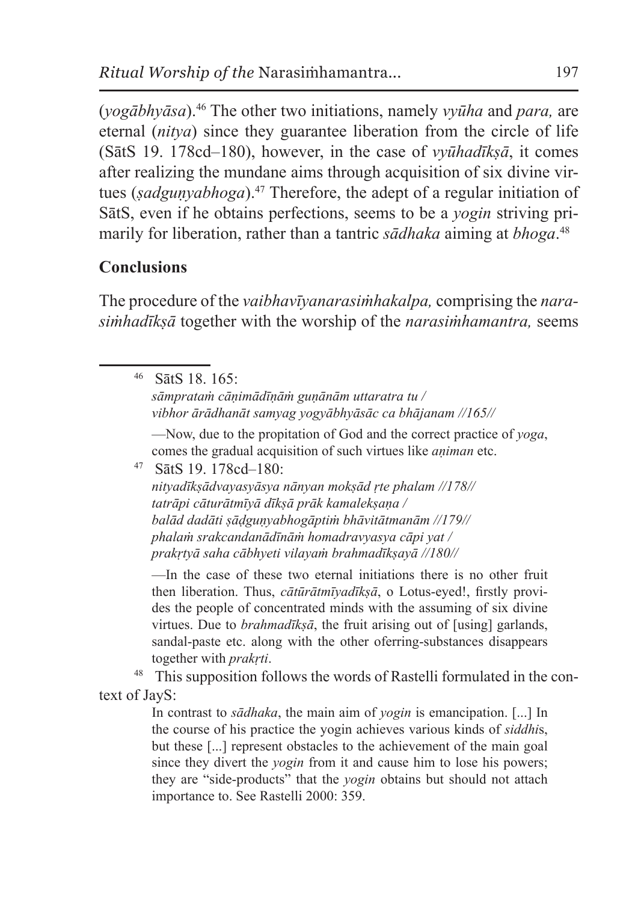(*yogābhyāsa*).[46] The other two initiations, namely *vyūha* and *para,* are eternal (*nitya*) since they guarantee liberation from the circle of life (SātS 19. 178cd–180), however, in the case of *vyūhadīkṣā*, it comes after realizing the mundane aims through acquisition of six divine virtues (*ṣadguṇyabhoga*).[47] Therefore, the adept of a regular initiation of SātS, even if he obtains perfections, seems to be a *yogin* striving primarily for liberation, rather than a tantric *sādhaka* aiming at *bhoga*.[48]

**Conclusions**

The procedure of the *vaibhavīyanarasiṁhakalpa,* comprising the *narasiṁhadīkṣā* together with the worship of the *narasiṁhamantra,* seems

---

[46] SātS 18. 165:
*sāmprataṁ cāṇimādīṇāṁ guṇānām uttaratra tu /*
*vibhor ārādhanāt samyag yogyābhyāsāc ca bhājanam //165//*

—Now, due to the propitation of God and the correct practice of *yoga*, comes the gradual acquisition of such virtues like *aṇiman* etc.

[47] SātS 19. 178cd–180:
*nityadīkṣādvayasyāsya nānyan mokṣād ṛte phalam //178//*
*tatrāpi cāturātmīyā dīkṣā prāk kamalekṣaṇa /*
*balād dadāti ṣāḍguṇyabhogāptiṁ bhāvitātmanām //179//*
*phalaṁ srakcandanādīnāṁ homadravyasya cāpi yat /*
*prakṛtyā saha cābhyeti vilayaṁ brahmadīkṣayā //180//*

—In the case of these two eternal initiations there is no other fruit then liberation. Thus, *cātūrātmīyadīkṣā*, o Lotus-eyed!, firstly provides the people of concentrated minds with the assuming of six divine virtues. Due to *brahmadīkṣā*, the fruit arising out of [using] garlands, sandal-paste etc. along with the other oferring-substances disappears together with *prakṛti*.

[48] This supposition follows the words of Rastelli formulated in the context of JayS:

> In contrast to *sādhaka*, the main aim of *yogin* is emancipation. [...] In the course of his practice the yogin achieves various kinds of *siddhi*s, but these [...] represent obstacles to the achievement of the main goal since they divert the *yogin* from it and cause him to lose his powers; they are "side-products" that the *yogin* obtains but should not attach importance to. See Rastelli 2000: 359.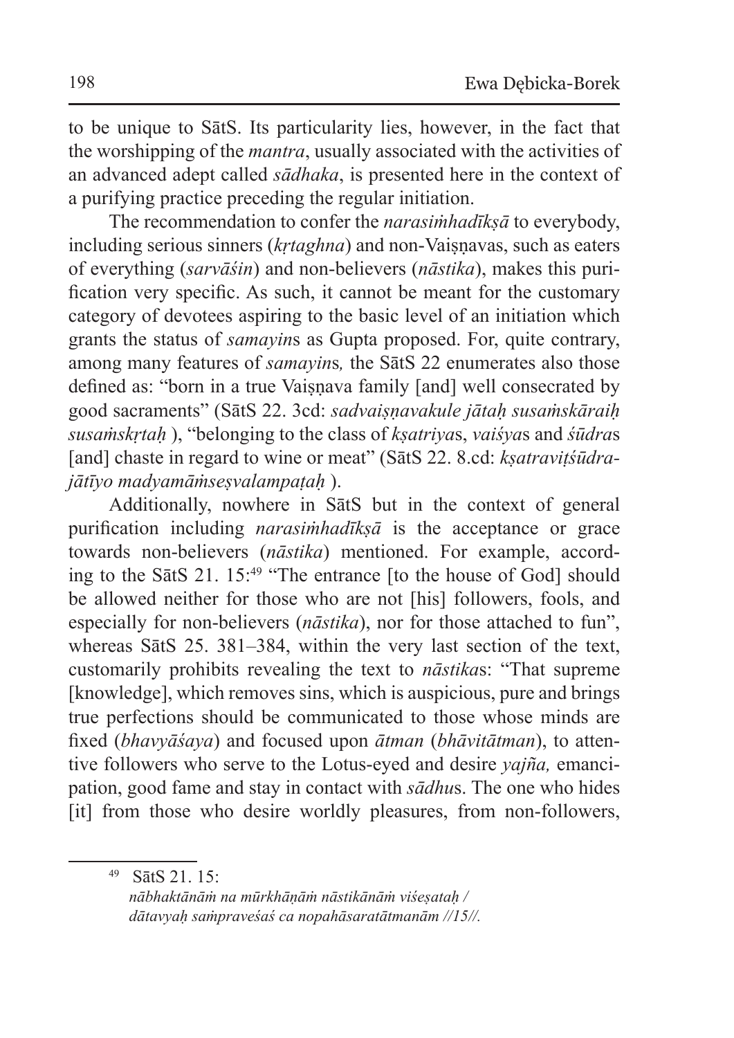to be unique to SātS. Its particularity lies, however, in the fact that the worshipping of the *mantra*, usually associated with the activities of an advanced adept called *sādhaka*, is presented here in the context of a purifying practice preceding the regular initiation.

The recommendation to confer the *narasiṁhadīkṣā* to everybody, including serious sinners (*kṛtaghna*) and non-Vaiṣṇavas, such as eaters of everything (*sarvāśin*) and non-believers (*nāstika*), makes this purification very specific. As such, it cannot be meant for the customary category of devotees aspiring to the basic level of an initiation which grants the status of *samayin*s as Gupta proposed. For, quite contrary, among many features of *samayin*s*,* the SātS 22 enumerates also those defined as: "born in a true Vaiṣṇava family [and] well consecrated by good sacraments" (SātS 22. 3cd: *sadvaiṣṇavakule jātaḥ susaṁskāraiḥ susaṁskṛtaḥ* ), "belonging to the class of *kṣatriya*s, *vaiśya*s and *śūdra*s [and] chaste in regard to wine or meat" (SātS 22. 8.cd: *kṣatraviṭśūdrajātīyo madyamāṁseṣvalampaṭaḥ* ).

Additionally, nowhere in SātS but in the context of general purification including *narasiṁhadīkṣā* is the acceptance or grace towards non-believers (*nāstika*) mentioned. For example, according to the SātS 21. 15:[49] "The entrance [to the house of God] should be allowed neither for those who are not [his] followers, fools, and especially for non-believers (*nāstika*), nor for those attached to fun", whereas SātS 25. 381–384, within the very last section of the text, customarily prohibits revealing the text to *nāstika*s: "That supreme [knowledge], which removes sins, which is auspicious, pure and brings true perfections should be communicated to those whose minds are fixed (*bhavyāśaya*) and focused upon *ātman* (*bhāvitātman*), to attentive followers who serve to the Lotus-eyed and desire *yajña,* emancipation, good fame and stay in contact with *sādhu*s. The one who hides [it] from those who desire worldly pleasures, from non-followers,

---

[49] SātS 21. 15:
*nābhaktānāṁ na mūrkhāṇāṁ nāstikānāṁ viśeṣataḥ /*
*dātavyaḥ saṁpraveśaś ca nopahāsaratātmanām //15//.*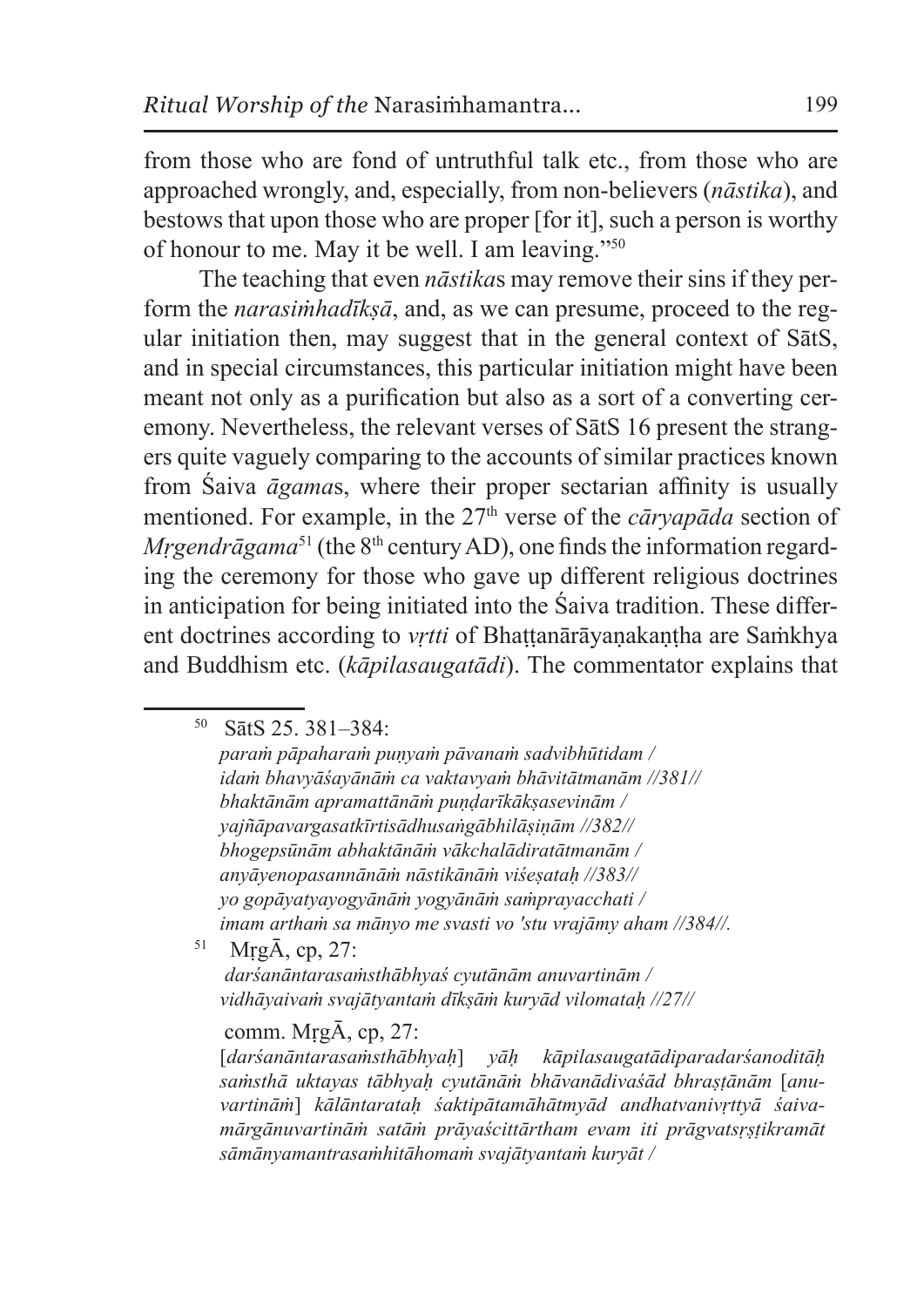from those who are fond of untruthful talk etc., from those who are approached wrongly, and, especially, from non-believers (*nāstika*), and bestows that upon those who are proper [for it], such a person is worthy of honour to me. May it be well. I am leaving."[50]

The teaching that even *nāstika*s may remove their sins if they perform the *narasiṁhadīkṣā*, and, as we can presume, proceed to the regular initiation then, may suggest that in the general context of SātS, and in special circumstances, this particular initiation might have been meant not only as a purification but also as a sort of a converting ceremony. Nevertheless, the relevant verses of SātS 16 present the strangers quite vaguely comparing to the accounts of similar practices known from Śaiva *āgama*s, where their proper sectarian affinity is usually mentioned. For example, in the 27th verse of the *cāryapāda* section of *Mṛgendrāgama*[51] (the 8th century AD), one finds the information regarding the ceremony for those who gave up different religious doctrines in anticipation for being initiated into the Śaiva tradition. These different doctrines according to *vṛtti* of Bhaṭṭanārāyaṇakaṇṭha are Saṁkhya and Buddhism etc. (*kāpilasaugatādi*). The commentator explains that

---

[50] SātS 25. 381–384:

*paraṁ pāpaharaṁ puṇyaṁ pāvanaṁ sadvibhūtidam /*
*idaṁ bhavyāśayānāṁ ca vaktavyaṁ bhāvitātmanām //381//*
*bhaktānām apramattānāṁ puṇḍarīkākṣasevinām /*
*yajñāpavargasatkīrtisādhusaṅgābhilāṣiṇām //382//*
*bhogepsūnām abhaktānāṁ vākchalādiratātmanām /*
*anyāyenopasannānāṁ nāstikānāṁ viśeṣataḥ //383//*
*yo gopāyatyayogyānāṁ yogyānāṁ saṁprayacchati /*
*imam arthaṁ sa mānyo me svasti vo 'stu vrajāmy aham //384//.*

[51] MṛgĀ, cp, 27:

*darśanāntarasaṁsthābhyaś cyutānām anuvartinām /*
*vidhāyaivaṁ svajātyantaṁ dīkṣāṁ kuryād vilomataḥ //27//*

comm. MṛgĀ, cp, 27:

[*darśanāntarasaṁsthābhyaḥ*] *yāḥ kāpilasaugatādiparadarśanoditāḥ saṁsthā uktayas tābhyaḥ cyutānāṁ bhāvanādivaśād bhraṣṭānām* [*anuvartināṁ*] *kālāntarataḥ śaktipātamāhātmyād andhatvanivṛttyā śaivamārgānuvartināṁ satāṁ prāyaścittārtham evam iti prāgvatsṛṣṭikramāt sāmānyamantrasaṁhitāhomaṁ svajātyantaṁ kuryāt /*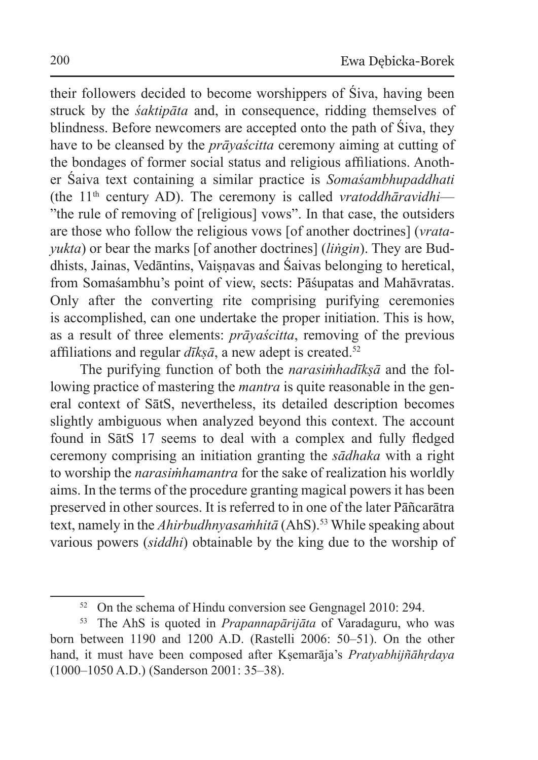their followers decided to become worshippers of Śiva, having been struck by the *śaktipāta* and, in consequence, ridding themselves of blindness. Before newcomers are accepted onto the path of Śiva, they have to be cleansed by the *prāyaścitta* ceremony aiming at cutting of the bondages of former social status and religious affiliations. Another Śaiva text containing a similar practice is *Somaśambhupaddhati* (the 11th century AD). The ceremony is called *vratoddhāravidhi*—"the rule of removing of [religious] vows". In that case, the outsiders are those who follow the religious vows [of another doctrines] (*vratayukta*) or bear the marks [of another doctrines] (*liṅgin*). They are Buddhists, Jainas, Vedāntins, Vaiṣṇavas and Śaivas belonging to heretical, from Somaśambhu's point of view, sects: Pāśupatas and Mahāvratas. Only after the converting rite comprising purifying ceremonies is accomplished, can one undertake the proper initiation. This is how, as a result of three elements: *prāyaścitta*, removing of the previous affiliations and regular *dīkṣā*, a new adept is created.[52]

The purifying function of both the *narasiṁhadīkṣā* and the following practice of mastering the *mantra* is quite reasonable in the general context of SātS, nevertheless, its detailed description becomes slightly ambiguous when analyzed beyond this context. The account found in SātS 17 seems to deal with a complex and fully fledged ceremony comprising an initiation granting the *sādhaka* with a right to worship the *narasiṁhamantra* for the sake of realization his worldly aims. In the terms of the procedure granting magical powers it has been preserved in other sources. It is referred to in one of the later Pāñcarātra text, namely in the *Ahirbudhnyasaṁhitā* (AhS).[53] While speaking about various powers (*siddhi*) obtainable by the king due to the worship of

---

[52] On the schema of Hindu conversion see Gengnagel 2010: 294.

[53] The AhS is quoted in *Prapannapārijāta* of Varadaguru, who was born between 1190 and 1200 A.D. (Rastelli 2006: 50–51). On the other hand, it must have been composed after Kṣemarāja's *Pratyabhijñāhṛdaya* (1000–1050 A.D.) (Sanderson 2001: 35–38).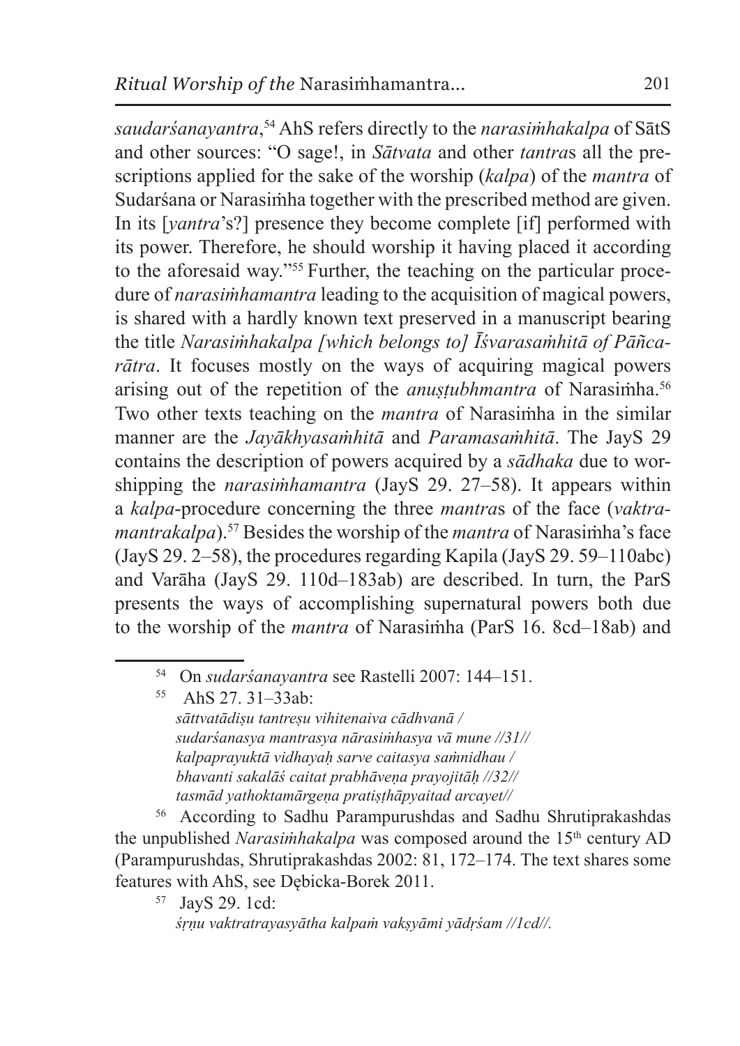*saudarśanayantra*,[54] AhS refers directly to the *narasiṁhakalpa* of SātS and other sources: "O sage!, in *Sātvata* and other *tantra*s all the prescriptions applied for the sake of the worship (*kalpa*) of the *mantra* of Sudarśana or Narasiṁha together with the prescribed method are given. In its [*yantra*'s?] presence they become complete [if] performed with its power. Therefore, he should worship it having placed it according to the aforesaid way."[55] Further, the teaching on the particular procedure of *narasiṁhamantra* leading to the acquisition of magical powers, is shared with a hardly known text preserved in a manuscript bearing the title *Narasiṁhakalpa [which belongs to] Īśvarasaṁhitā of Pāñcarātra*. It focuses mostly on the ways of acquiring magical powers arising out of the repetition of the *anuṣṭubhmantra* of Narasiṁha.[56] Two other texts teaching on the *mantra* of Narasiṁha in the similar manner are the *Jayākhyasaṁhitā* and *Paramasaṁhitā*. The JayS 29 contains the description of powers acquired by a *sādhaka* due to worshipping the *narasiṁhamantra* (JayS 29. 27–58). It appears within a *kalpa*-procedure concerning the three *mantra*s of the face (*vaktramantrakalpa*).[57] Besides the worship of the *mantra* of Narasiṁha's face (JayS 29. 2–58), the procedures regarding Kapila (JayS 29. 59–110abc) and Varāha (JayS 29. 110d–183ab) are described. In turn, the ParS presents the ways of accomplishing supernatural powers both due to the worship of the *mantra* of Narasiṁha (ParS 16. 8cd–18ab) and

---

[54] On *sudarśanayantra* see Rastelli 2007: 144–151.

[55] AhS 27. 31–33ab:
*sāttvatādiṣu tantreṣu vihitenaiva cādhvanā /*
*sudarśanasya mantrasya nārasiṁhasya vā mune //31//*
*kalpaprayuktā vidhayaḥ sarve caitasya saṁnidhau /*
*bhavanti sakalāś caitat prabhāveṇa prayojitāḥ //32//*
*tasmād yathoktamārgeṇa pratiṣṭhāpyaitad arcayet//*

[56] According to Sadhu Parampurushdas and Sadhu Shrutiprakashdas the unpublished *Narasiṁhakalpa* was composed around the 15th century AD (Parampurushdas, Shrutiprakashdas 2002: 81, 172–174. The text shares some features with AhS, see Dębicka-Borek 2011.

[57] JayS 29. 1cd:
*śṛṇu vaktratrayasyātha kalpaṁ vakṣyāmi yādṛśam //1cd//.*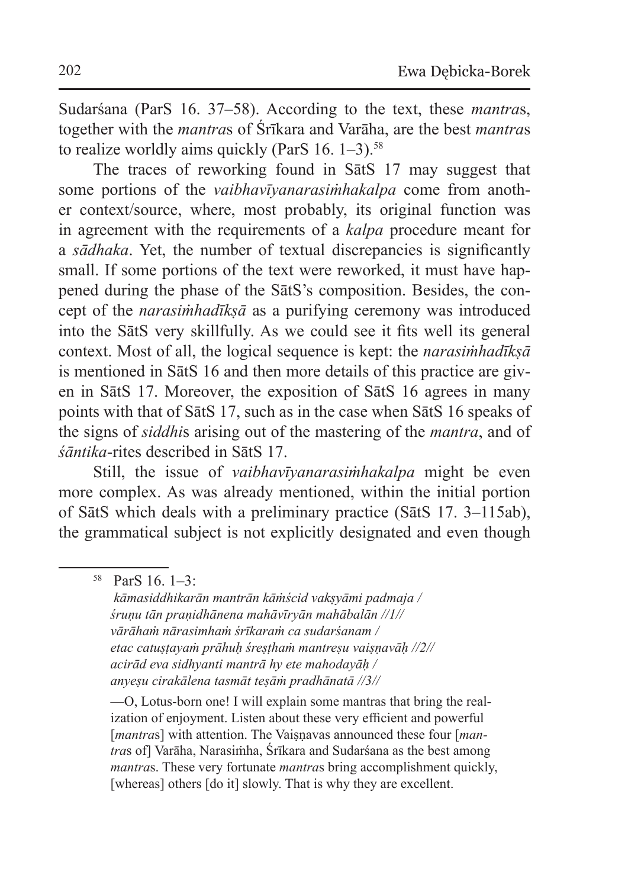Sudarśana (ParS 16. 37–58). According to the text, these *mantra*s, together with the *mantra*s of Śrīkara and Varāha, are the best *mantra*s to realize worldly aims quickly (ParS 16. 1–3).[58]

The traces of reworking found in SātS 17 may suggest that some portions of the *vaibhavīyanarasiṁhakalpa* come from another context/source, where, most probably, its original function was in agreement with the requirements of a *kalpa* procedure meant for a *sādhaka*. Yet, the number of textual discrepancies is significantly small. If some portions of the text were reworked, it must have happened during the phase of the SātS's composition. Besides, the concept of the *narasiṁhadīkṣā* as a purifying ceremony was introduced into the SātS very skillfully. As we could see it fits well its general context. Most of all, the logical sequence is kept: the *narasiṁhadīkṣā* is mentioned in SātS 16 and then more details of this practice are given in SātS 17. Moreover, the exposition of SātS 16 agrees in many points with that of SātS 17, such as in the case when SātS 16 speaks of the signs of *siddhi*s arising out of the mastering of the *mantra*, and of *śāntika*-rites described in SātS 17.

Still, the issue of *vaibhavīyanarasiṁhakalpa* might be even more complex. As was already mentioned, within the initial portion of SātS which deals with a preliminary practice (SātS 17. 3–115ab), the grammatical subject is not explicitly designated and even though

---

[58] ParS 16. 1–3:

*kāmasiddhikarān mantrān kāṁścid vakṣyāmi padmaja /*
*śruṇu tān praṇidhānena mahāvīryān mahābalān //1//*
*vārāhaṁ nārasimhaṁ śrīkaraṁ ca sudarśanam /*
*etac catuṣṭayaṁ prāhuḥ śreṣṭhaṁ mantreṣu vaiṣṇavāḥ //2//*
*acirād eva sidhyanti mantrā hy ete mahodayāḥ /*
*anyeṣu cirakālena tasmāt teṣāṁ pradhānatā //3//*

—O, Lotus-born one! I will explain some mantras that bring the realization of enjoyment. Listen about these very efficient and powerful [*mantra*s] with attention. The Vaiṣṇavas announced these four [*mantra*s of] Varāha, Narasiṁha, Śrīkara and Sudarśana as the best among *mantra*s. These very fortunate *mantra*s bring accomplishment quickly, [whereas] others [do it] slowly. That is why they are excellent.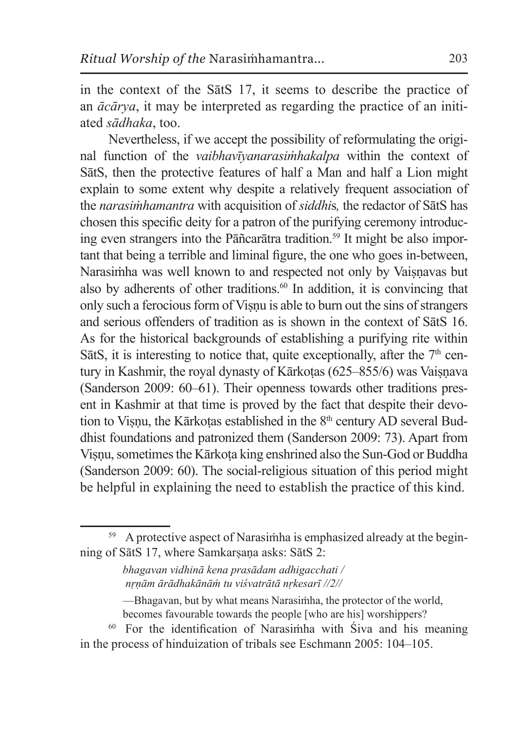in the context of the SātS 17, it seems to describe the practice of an *ācārya*, it may be interpreted as regarding the practice of an initiated *sādhaka*, too.

Nevertheless, if we accept the possibility of reformulating the original function of the *vaibhavīyanarasiṁhakalpa* within the context of SātS, then the protective features of half a Man and half a Lion might explain to some extent why despite a relatively frequent association of the *narasiṁhamantra* with acquisition of *siddhi*s*,* the redactor of SātS has chosen this specific deity for a patron of the purifying ceremony introducing even strangers into the Pāñcarātra tradition.[59] It might be also important that being a terrible and liminal figure, the one who goes in-between, Narasiṁha was well known to and respected not only by Vaiṣṇavas but also by adherents of other traditions.[60] In addition, it is convincing that only such a ferocious form of Viṣṇu is able to burn out the sins of strangers and serious offenders of tradition as is shown in the context of SātS 16. As for the historical backgrounds of establishing a purifying rite within SātS, it is interesting to notice that, quite exceptionally, after the 7th century in Kashmir, the royal dynasty of Kārkoṭas (625–855/6) was Vaiṣṇava (Sanderson 2009: 60–61). Their openness towards other traditions present in Kashmir at that time is proved by the fact that despite their devotion to Viṣṇu, the Kārkoṭas established in the 8th century AD several Buddhist foundations and patronized them (Sanderson 2009: 73). Apart from Viṣṇu, sometimes the Kārkoṭa king enshrined also the Sun-God or Buddha (Sanderson 2009: 60). The social-religious situation of this period might be helpful in explaining the need to establish the practice of this kind.

---

[59] A protective aspect of Narasiṁha is emphasized already at the beginning of SātS 17, where Samkarṣaṇa asks: SātS 2:

> *bhagavan vidhinā kena prasādam adhigacchati /*
> *nṛṇām ārādhakānāṁ tu viśvatrātā nṛkesarī //2//*
>
> —Bhagavan, but by what means Narasiṁha, the protector of the world, becomes favourable towards the people [who are his] worshippers?

[60] For the identification of Narasiṁha with Śiva and his meaning in the process of hinduization of tribals see Eschmann 2005: 104–105.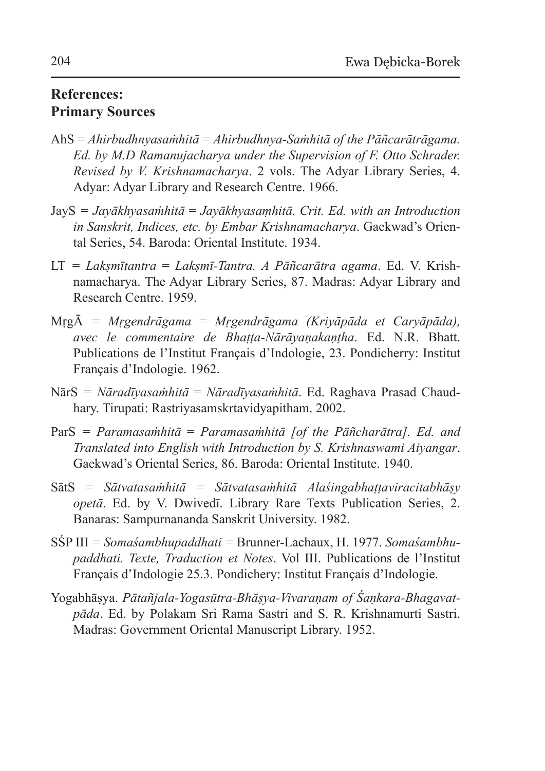## References:
## Primary Sources

AhS = *Ahirbudhnyasaṁhitā = Ahirbudhnya-Saṁhitā of the Pāñcarātrāgama. Ed. by M.D Ramanujacharya under the Supervision of F. Otto Schrader. Revised by V. Krishnamacharya*. 2 vols. The Adyar Library Series, 4. Adyar: Adyar Library and Research Centre. 1966.

JayS = *Jayākhyasaṁhitā = Jayākhyasaṃhitā. Crit. Ed. with an Introduction in Sanskrit, Indices, etc. by Embar Krishnamacharya*. Gaekwad's Oriental Series, 54. Baroda: Oriental Institute. 1934.

LT = *Lakṣmītantra = Lakṣmī-Tantra. A Pāñcarātra agama*. Ed. V. Krishnamacharya. The Adyar Library Series, 87. Madras: Adyar Library and Research Centre. 1959.

MṛgĀ = *Mṛgendrāgama = Mṛgendrāgama (Kriyāpāda et Caryāpāda), avec le commentaire de Bhaṭṭa-Nārāyaṇakaṇṭha*. Ed. N.R. Bhatt. Publications de l'Institut Français d'Indologie, 23. Pondicherry: Institut Français d'Indologie. 1962.

NārS = *Nāradīyasaṁhitā = Nāradīyasaṁhitā*. Ed. Raghava Prasad Chaudhary. Tirupati: Rastriyasamskrtavidyapitham. 2002.

ParS = *Paramasaṁhitā = Paramasaṁhitā [of the Pāñcharātra]. Ed. and Translated into English with Introduction by S. Krishnaswami Aiyangar*. Gaekwad's Oriental Series, 86. Baroda: Oriental Institute. 1940.

SātS = *Sātvatasaṁhitā = Sātvatasaṁhitā Alaśingabhaṭṭaviracitabhāṣy opetā*. Ed. by V. Dwivedī. Library Rare Texts Publication Series, 2. Banaras: Sampurnananda Sanskrit University. 1982.

SŚP III = *Somaśambhupaddhati* = Brunner-Lachaux, H. 1977. *Somaśambhupaddhati. Texte, Traduction et Notes*. Vol III. Publications de l'Institut Français d'Indologie 25.3. Pondichery: Institut Français d'Indologie.

Yogabhāṣya. *Pātañjala-Yogasūtra-Bhāṣya-Vivaraṇam of Śaṇkara-Bhagavatpāda*. Ed. by Polakam Sri Rama Sastri and S. R. Krishnamurti Sastri. Madras: Government Oriental Manuscript Library. 1952.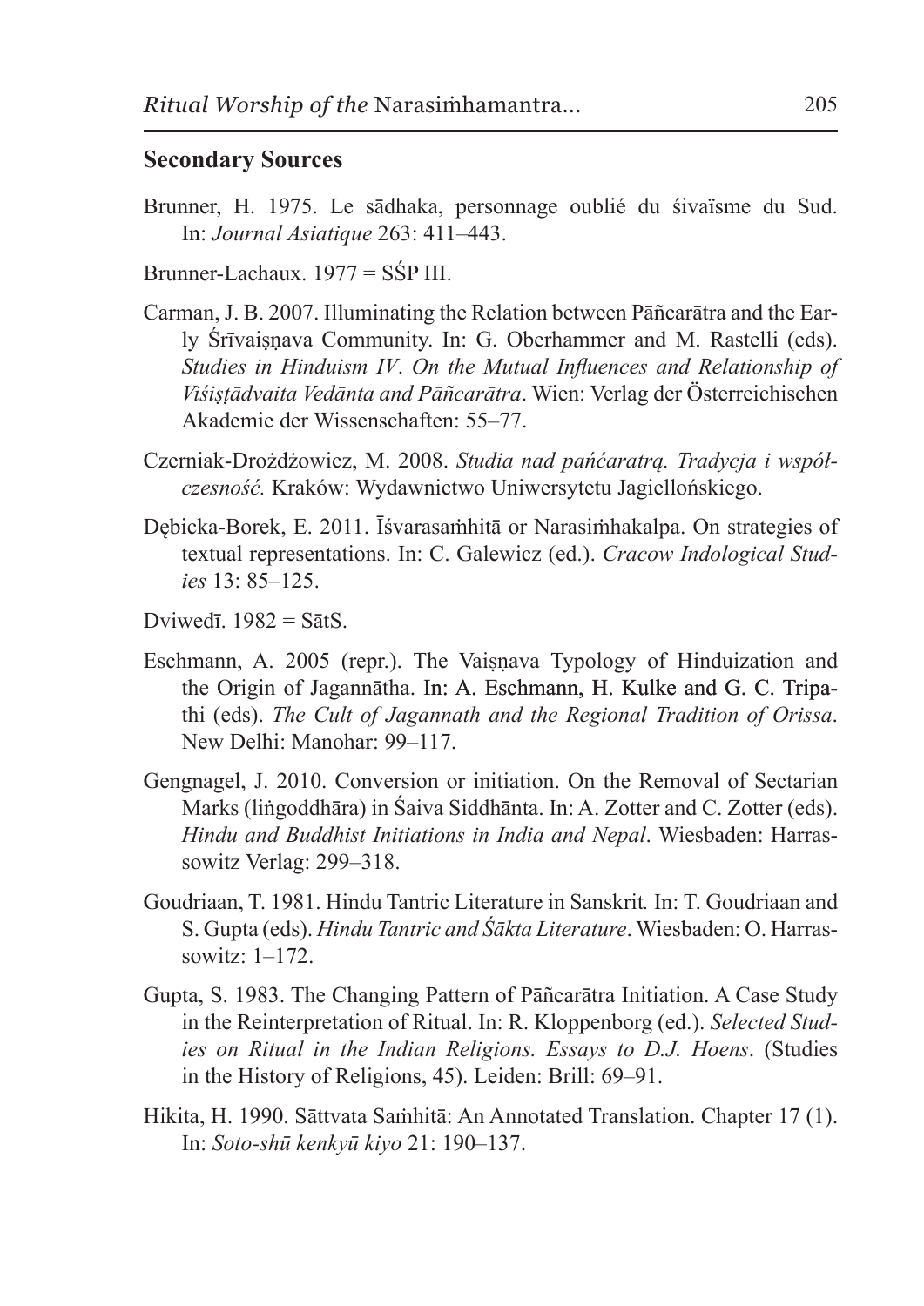## Secondary Sources

Brunner, H. 1975. Le sādhaka, personnage oublié du śivaïsme du Sud. In: *Journal Asiatique* 263: 411–443.

Brunner-Lachaux. 1977 = SŚP III.

Carman, J. B. 2007. Illuminating the Relation between Pāñcarātra and the Early Śrīvaiṣṇava Community. In: G. Oberhammer and M. Rastelli (eds). *Studies in Hinduism IV*. *On the Mutual Influences and Relationship of Viśiṣṭādvaita Vedānta and Pāñcarātra*. Wien: Verlag der Österreichischen Akademie der Wissenschaften: 55–77.

Czerniak-Drożdżowicz, M. 2008. *Studia nad pańćaratrą. Tradycja i współczesność.* Kraków: Wydawnictwo Uniwersytetu Jagiellońskiego.

Dębicka-Borek, E. 2011. Īśvarasaṁhitā or Narasiṁhakalpa. On strategies of textual representations. In: C. Galewicz (ed.). *Cracow Indological Studies* 13: 85–125.

Dviwedī. 1982 = SātS.

Eschmann, A. 2005 (repr.). The Vaiṣṇava Typology of Hinduization and the Origin of Jagannātha. In: A. Eschmann, H. Kulke and G. C. Tripathi (eds). *The Cult of Jagannath and the Regional Tradition of Orissa*. New Delhi: Manohar: 99–117.

Gengnagel, J. 2010. Conversion or initiation. On the Removal of Sectarian Marks (liṅgoddhāra) in Śaiva Siddhānta. In: A. Zotter and C. Zotter (eds). *Hindu and Buddhist Initiations in India and Nepal*. Wiesbaden: Harrassowitz Verlag: 299–318.

Goudriaan, T. 1981. Hindu Tantric Literature in Sanskrit*.* In: T. Goudriaan and S. Gupta (eds). *Hindu Tantric and Śākta Literature*. Wiesbaden: O. Harrassowitz: 1–172.

Gupta, S. 1983. The Changing Pattern of Pāñcarātra Initiation. A Case Study in the Reinterpretation of Ritual. In: R. Kloppenborg (ed.). *Selected Studies on Ritual in the Indian Religions. Essays to D.J. Hoens*. (Studies in the History of Religions, 45). Leiden: Brill: 69–91.

Hikita, H. 1990. Sāttvata Saṁhitā: An Annotated Translation. Chapter 17 (1). In: *Soto-shū kenkyū kiyo* 21: 190–137.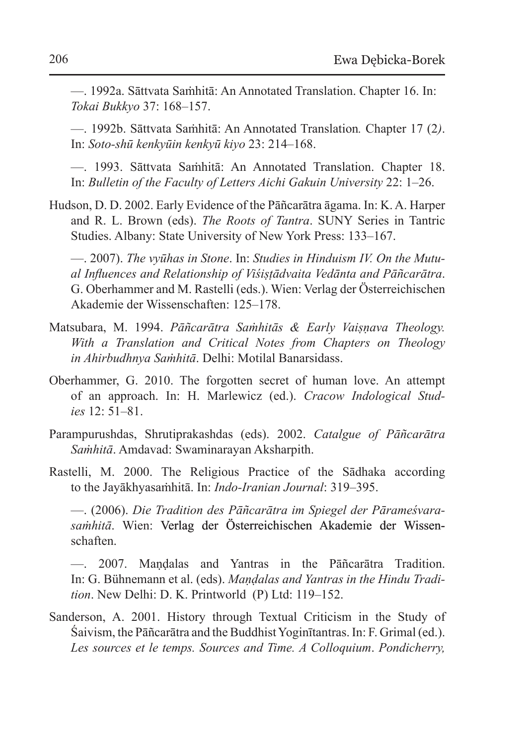—. 1992a. Sāttvata Saṁhitā: An Annotated Translation. Chapter 16. In: *Tokai Bukkyo* 37: 168–157.

—. 1992b. Sāttvata Saṁhitā: An Annotated Translation*.* Chapter 17 (2*)*. In: *Soto-shū kenkyūin kenkyū kiyo* 23: 214–168.

—. 1993. Sāttvata Saṁhitā: An Annotated Translation. Chapter 18. In: *Bulletin of the Faculty of Letters Aichi Gakuin University* 22: 1–26.

Hudson, D. D. 2002. Early Evidence of the Pāñcarātra āgama. In: K. A. Harper and R. L. Brown (eds). *The Roots of Tantra*. SUNY Series in Tantric Studies. Albany: State University of New York Press: 133–167.

—. 2007). *The vyūhas in Stone*. In: *Studies in Hinduism IV. On the Mutual Influences and Relationship of Viśiṣṭādvaita Vedānta and Pāñcarātra*. G. Oberhammer and M. Rastelli (eds.). Wien: Verlag der Österreichischen Akademie der Wissenschaften: 125–178.

Matsubara, M. 1994. *Pāñcarātra Saṁhitās & Early Vaiṣṇava Theology. With a Translation and Critical Notes from Chapters on Theology in Ahirbudhnya Saṁhitā*. Delhi: Motilal Banarsidass.

Oberhammer, G. 2010. The forgotten secret of human love. An attempt of an approach. In: H. Marlewicz (ed.). *Cracow Indological Studies* 12: 51–81.

Parampurushdas, Shrutiprakashdas (eds). 2002. *Catalgue of Pāñcarātra Saṁhitā*. Amdavad: Swaminarayan Aksharpith.

Rastelli, M. 2000. The Religious Practice of the Sādhaka according to the Jayākhyasaṁhitā. In: *Indo-Iranian Journal*: 319–395.

—. (2006). *Die Tradition des Pāñcarātra im Spiegel der Pārameśvarasaṁhitā*. Wien: Verlag der Österreichischen Akademie der Wissenschaften.

—. 2007. Maṇḍalas and Yantras in the Pāñcarātra Tradition. In: G. Bühnemann et al. (eds). *Maṇḍalas and Yantras in the Hindu Tradition*. New Delhi: D. K. Printworld (P) Ltd: 119–152.

Sanderson, A. 2001. History through Textual Criticism in the Study of Śaivism, the Pāñcarātra and the Buddhist Yoginītantras. In: F. Grimal (ed.). *Les sources et le temps. Sources and Time. A Colloquium*. *Pondicherry,*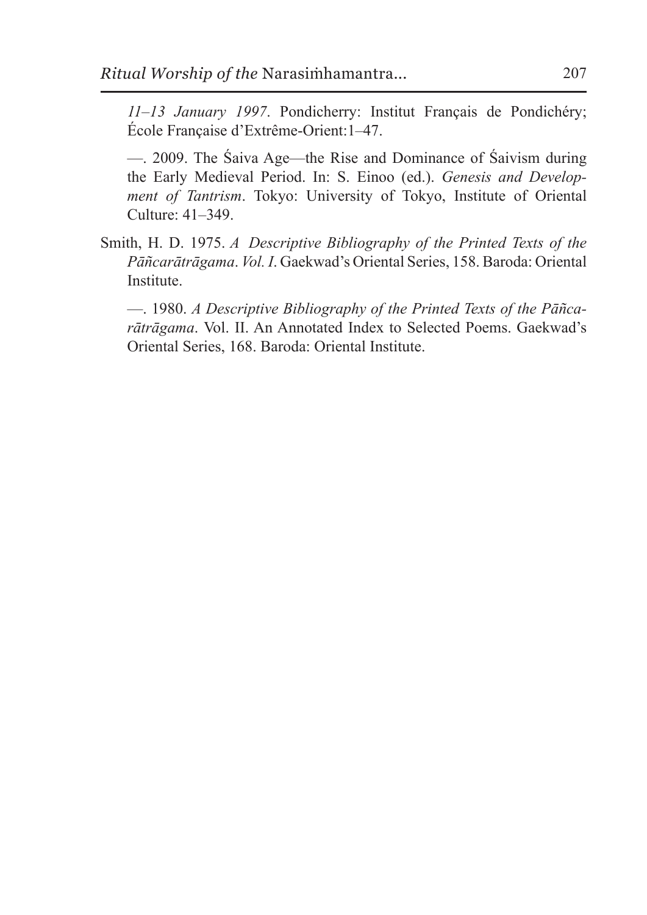*11–13 January 1997*. Pondicherry: Institut Français de Pondichéry; École Française d’Extrême-Orient:1–47.

—. 2009. The Śaiva Age—the Rise and Dominance of Śaivism during the Early Medieval Period. In: S. Einoo (ed.). *Genesis and Development of Tantrism*. Tokyo: University of Tokyo, Institute of Oriental Culture: 41–349.

Smith, H. D. 1975. *A Descriptive Bibliography of the Printed Texts of the Pāñcarātrāgama*. *Vol. I*. Gaekwad’s Oriental Series, 158. Baroda: Oriental Institute.

—. 1980. *A Descriptive Bibliography of the Printed Texts of the Pāñcarātrāgama*. Vol. II. An Annotated Index to Selected Poems. Gaekwad’s Oriental Series, 168. Baroda: Oriental Institute.